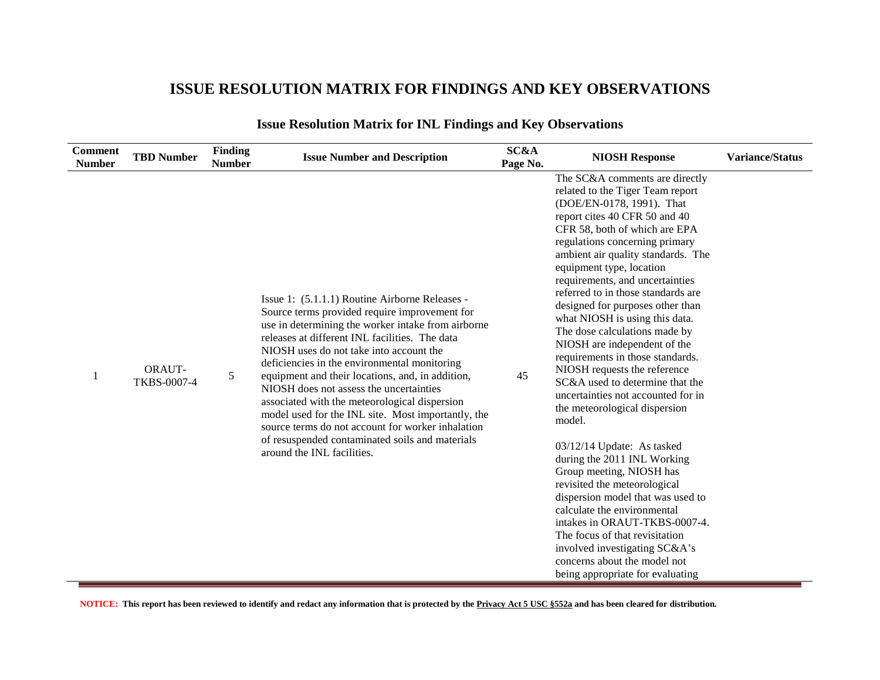# ISSUE RESOLUTION MATRIX FOR FINDINGS AND KEY OBSERVATIONS

## Issue Resolution Matrix for INL Findings and Key Observations

| Comment Number | TBD Number | Finding Number | Issue Number and Description | SC&A Page No. | NIOSH Response | Variance/Status |
|---|---|---|---|---|---|---|
| 1 | ORAUT-TKBS-0007-4 | 5 | Issue 1: (5.1.1.1) Routine Airborne Releases - Source terms provided require improvement for use in determining the worker intake from airborne releases at different INL facilities. The data NIOSH uses do not take into account the deficiencies in the environmental monitoring equipment and their locations, and, in addition, NIOSH does not assess the uncertainties associated with the meteorological dispersion model used for the INL site. Most importantly, the source terms do not account for worker inhalation of resuspended contaminated soils and materials around the INL facilities. | 45 | The SC&A comments are directly related to the Tiger Team report (DOE/EN-0178, 1991). That report cites 40 CFR 50 and 40 CFR 58, both of which are EPA regulations concerning primary ambient air quality standards. The equipment type, location requirements, and uncertainties referred to in those standards are designed for purposes other than what NIOSH is using this data. The dose calculations made by NIOSH are independent of the requirements in those standards. NIOSH requests the reference SC&A used to determine that the uncertainties not accounted for in the meteorological dispersion model.<br><br>03/12/14 Update: As tasked during the 2011 INL Working Group meeting, NIOSH has revisited the meteorological dispersion model that was used to calculate the environmental intakes in ORAUT-TKBS-0007-4. The focus of that revisitation involved investigating SC&A's concerns about the model not being appropriate for evaluating | |

**NOTICE: This report has been reviewed to identify and redact any information that is protected by the Privacy Act 5 USC §552a and has been cleared for distribution.**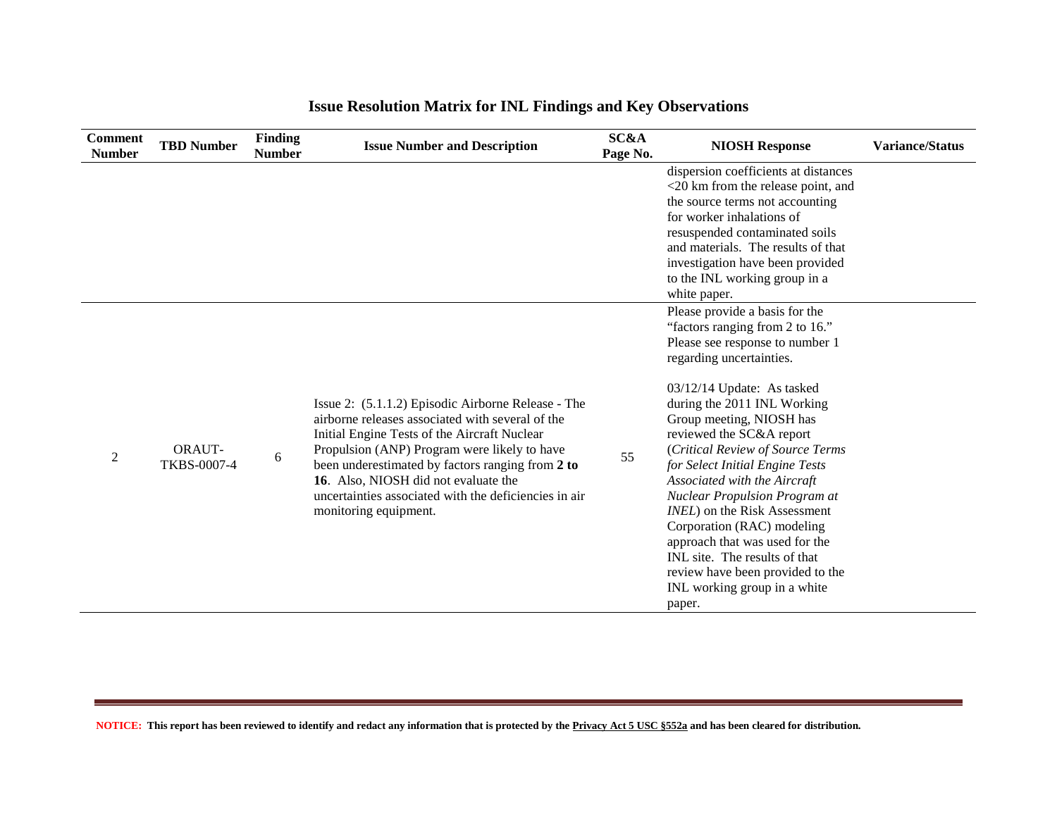## Issue Resolution Matrix for INL Findings and Key Observations

| Comment Number | TBD Number | Finding Number | Issue Number and Description | SC&A Page No. | NIOSH Response | Variance/Status |
|---|---|---|---|---|---|---|
| | | | | | dispersion coefficients at distances <20 km from the release point, and the source terms not accounting for worker inhalations of resuspended contaminated soils and materials. The results of that investigation have been provided to the INL working group in a white paper. | |
| 2 | ORAUT-TKBS-0007-4 | 6 | Issue 2: (5.1.1.2) Episodic Airborne Release - The airborne releases associated with several of the Initial Engine Tests of the Aircraft Nuclear Propulsion (ANP) Program were likely to have been underestimated by factors ranging from **2 to 16**. Also, NIOSH did not evaluate the uncertainties associated with the deficiencies in air monitoring equipment. | 55 | Please provide a basis for the "factors ranging from 2 to 16." Please see response to number 1 regarding uncertainties.<br><br>03/12/14 Update: As tasked during the 2011 INL Working Group meeting, NIOSH has reviewed the SC&A report (*Critical Review of Source Terms for Select Initial Engine Tests Associated with the Aircraft Nuclear Propulsion Program at INEL*) on the Risk Assessment Corporation (RAC) modeling approach that was used for the INL site. The results of that review have been provided to the INL working group in a white paper. | |

**NOTICE: This report has been reviewed to identify and redact any information that is protected by the Privacy Act 5 USC §552a and has been cleared for distribution.**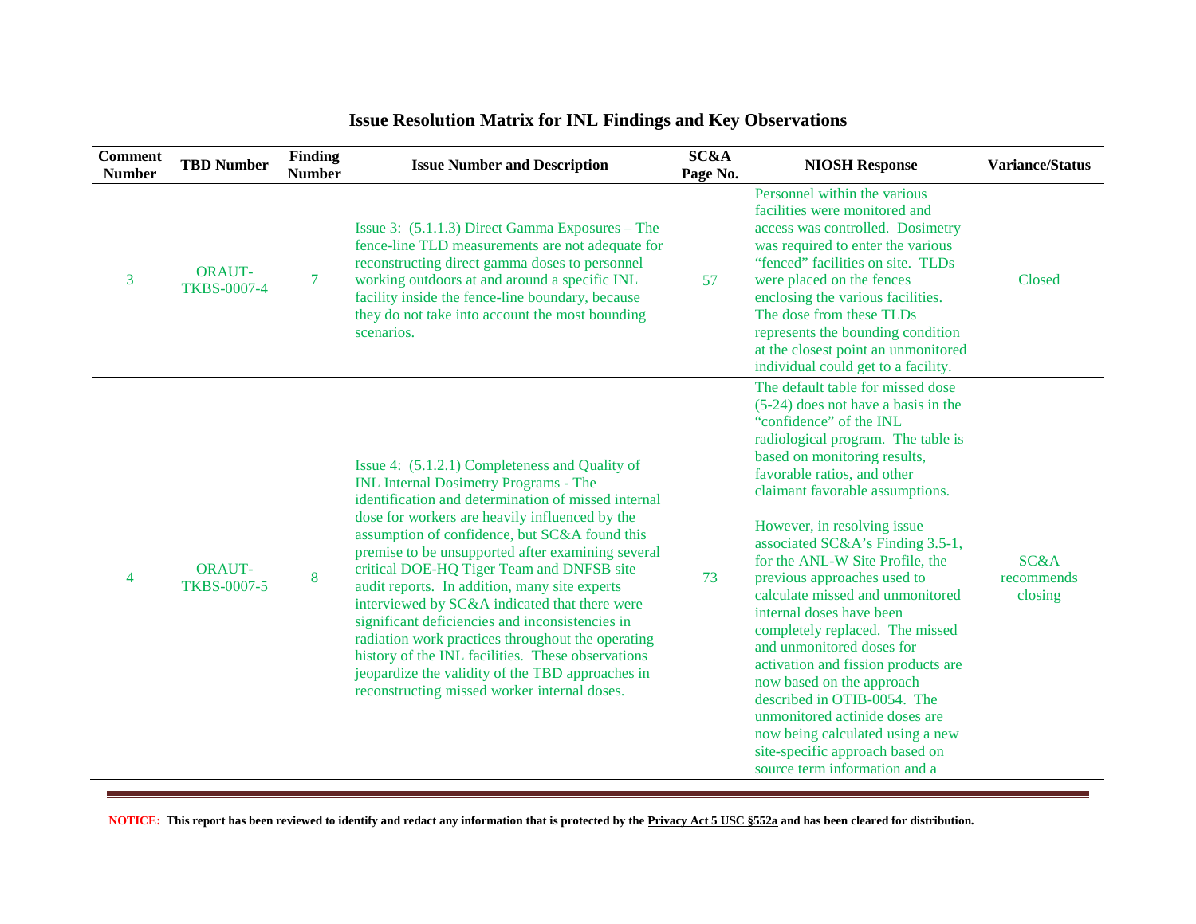## Issue Resolution Matrix for INL Findings and Key Observations

| Comment Number | TBD Number | Finding Number | Issue Number and Description | SC&A Page No. | NIOSH Response | Variance/Status |
|---|---|---|---|---|---|---|
| 3 | ORAUT-TKBS-0007-4 | 7 | Issue 3: (5.1.1.3) Direct Gamma Exposures – The fence-line TLD measurements are not adequate for reconstructing direct gamma doses to personnel working outdoors at and around a specific INL facility inside the fence-line boundary, because they do not take into account the most bounding scenarios. | 57 | Personnel within the various facilities were monitored and access was controlled. Dosimetry was required to enter the various "fenced" facilities on site. TLDs were placed on the fences enclosing the various facilities. The dose from these TLDs represents the bounding condition at the closest point an unmonitored individual could get to a facility. | Closed |
| 4 | ORAUT-TKBS-0007-5 | 8 | Issue 4: (5.1.2.1) Completeness and Quality of INL Internal Dosimetry Programs - The identification and determination of missed internal dose for workers are heavily influenced by the assumption of confidence, but SC&A found this premise to be unsupported after examining several critical DOE-HQ Tiger Team and DNFSB site audit reports. In addition, many site experts interviewed by SC&A indicated that there were significant deficiencies and inconsistencies in radiation work practices throughout the operating history of the INL facilities. These observations jeopardize the validity of the TBD approaches in reconstructing missed worker internal doses. | 73 | The default table for missed dose (5-24) does not have a basis in the "confidence" of the INL radiological program. The table is based on monitoring results, favorable ratios, and other claimant favorable assumptions.<br><br>However, in resolving issue associated SC&A's Finding 3.5-1, for the ANL-W Site Profile, the previous approaches used to calculate missed and unmonitored internal doses have been completely replaced. The missed and unmonitored doses for activation and fission products are now based on the approach described in OTIB-0054. The unmonitored actinide doses are now being calculated using a new site-specific approach based on source term information and a | SC&A recommends closing |

**NOTICE:** This report has been reviewed to identify and redact any information that is protected by the Privacy Act 5 USC §552a and has been cleared for distribution.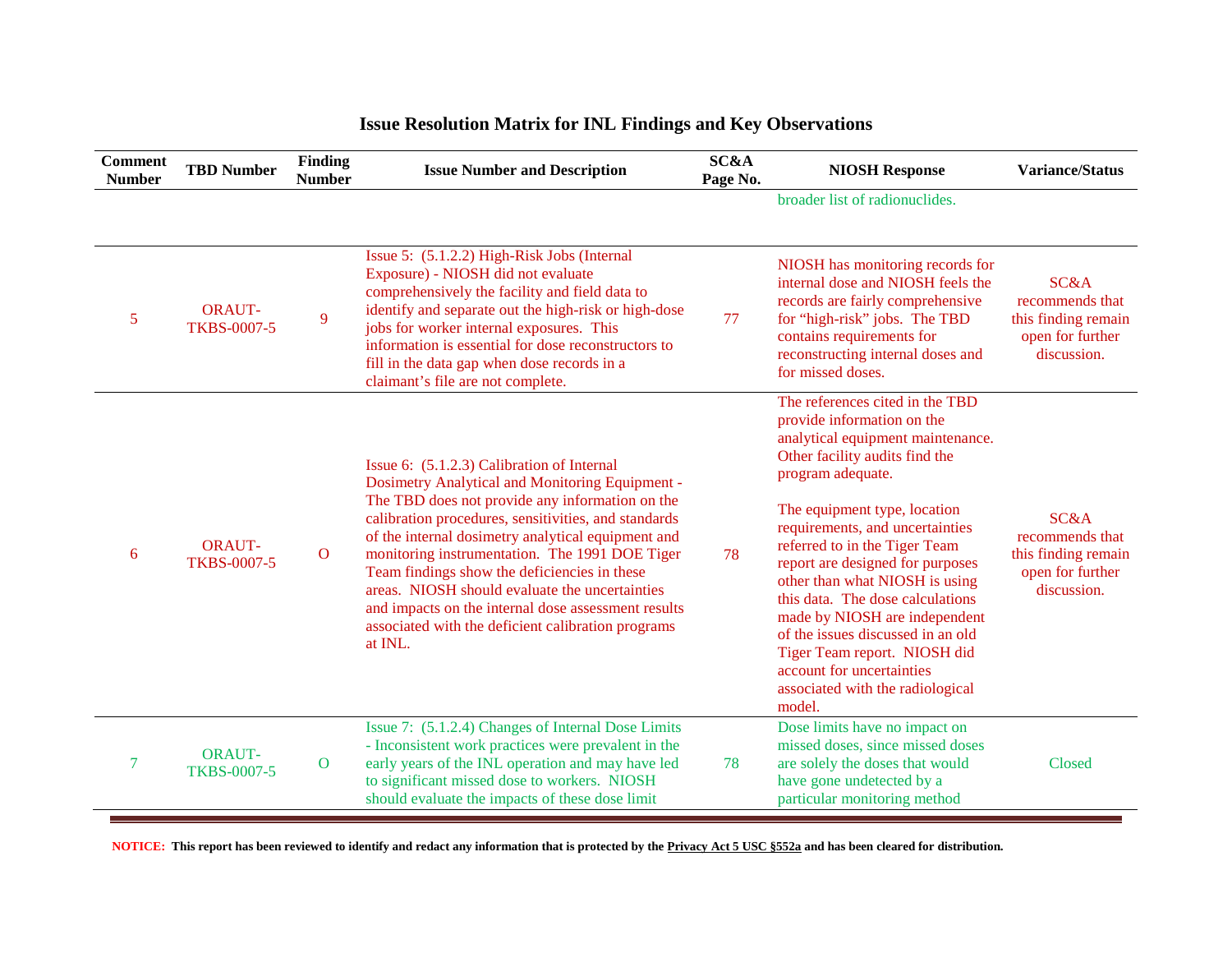# Issue Resolution Matrix for INL Findings and Key Observations

| Comment Number | TBD Number | Finding Number | Issue Number and Description | SC&A Page No. | NIOSH Response | Variance/Status |
|---|---|---|---|---|---|---|
| | | | | | broader list of radionuclides. | |
| 5 | ORAUT-TKBS-0007-5 | 9 | Issue 5: (5.1.2.2) High-Risk Jobs (Internal Exposure) - NIOSH did not evaluate comprehensively the facility and field data to identify and separate out the high-risk or high-dose jobs for worker internal exposures. This information is essential for dose reconstructors to fill in the data gap when dose records in a claimant's file are not complete. | 77 | NIOSH has monitoring records for internal dose and NIOSH feels the records are fairly comprehensive for "high-risk" jobs. The TBD contains requirements for reconstructing internal doses and for missed doses. | SC&A recommends that this finding remain open for further discussion. |
| 6 | ORAUT-TKBS-0007-5 | O | Issue 6: (5.1.2.3) Calibration of Internal Dosimetry Analytical and Monitoring Equipment - The TBD does not provide any information on the calibration procedures, sensitivities, and standards of the internal dosimetry analytical equipment and monitoring instrumentation. The 1991 DOE Tiger Team findings show the deficiencies in these areas. NIOSH should evaluate the uncertainties and impacts on the internal dose assessment results associated with the deficient calibration programs at INL. | 78 | The references cited in the TBD provide information on the analytical equipment maintenance. Other facility audits find the program adequate.<br><br>The equipment type, location requirements, and uncertainties referred to in the Tiger Team report are designed for purposes other than what NIOSH is using this data. The dose calculations made by NIOSH are independent of the issues discussed in an old Tiger Team report. NIOSH did account for uncertainties associated with the radiological model. | SC&A recommends that this finding remain open for further discussion. |
| 7 | ORAUT-TKBS-0007-5 | O | Issue 7: (5.1.2.4) Changes of Internal Dose Limits - Inconsistent work practices were prevalent in the early years of the INL operation and may have led to significant missed dose to workers. NIOSH should evaluate the impacts of these dose limit | 78 | Dose limits have no impact on missed doses, since missed doses are solely the doses that would have gone undetected by a particular monitoring method | Closed |

**NOTICE: This report has been reviewed to identify and redact any information that is protected by the Privacy Act 5 USC §552a and has been cleared for distribution.**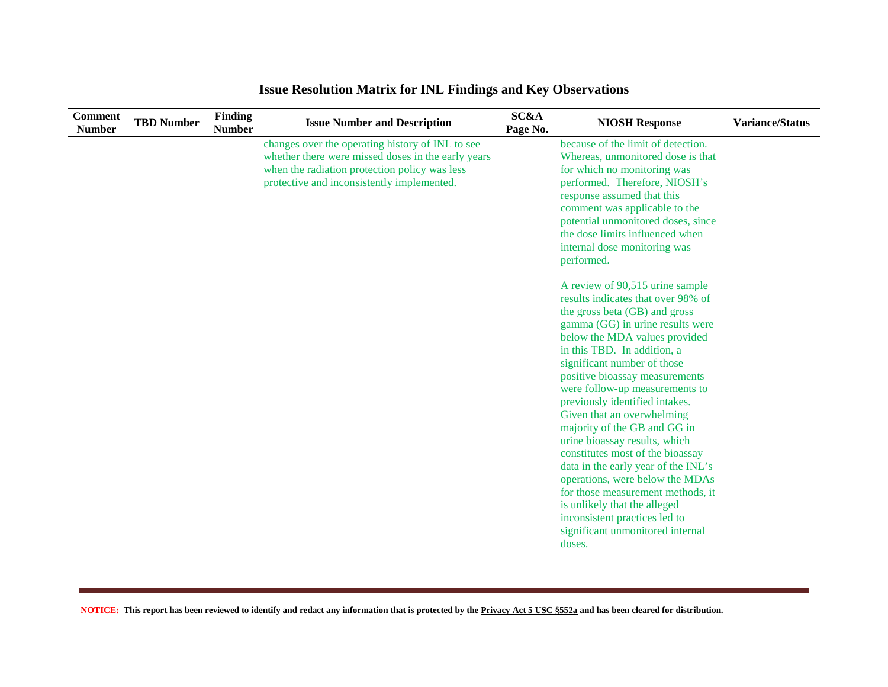## Issue Resolution Matrix for INL Findings and Key Observations

| Comment Number | TBD Number | Finding Number | Issue Number and Description | SC&A Page No. | NIOSH Response | Variance/Status |
|---|---|---|---|---|---|---|
| | | | changes over the operating history of INL to see whether there were missed doses in the early years when the radiation protection policy was less protective and inconsistently implemented. | | because of the limit of detection. Whereas, unmonitored dose is that for which no monitoring was performed. Therefore, NIOSH's response assumed that this comment was applicable to the potential unmonitored doses, since the dose limits influenced when internal dose monitoring was performed.<br><br>A review of 90,515 urine sample results indicates that over 98% of the gross beta (GB) and gross gamma (GG) in urine results were below the MDA values provided in this TBD. In addition, a significant number of those positive bioassay measurements were follow-up measurements to previously identified intakes. Given that an overwhelming majority of the GB and GG in urine bioassay results, which constitutes most of the bioassay data in the early year of the INL's operations, were below the MDAs for those measurement methods, it is unlikely that the alleged inconsistent practices led to significant unmonitored internal doses. | |

**NOTICE:** **This report has been reviewed to identify and redact any information that is protected by the Privacy Act 5 USC §552a and has been cleared for distribution.**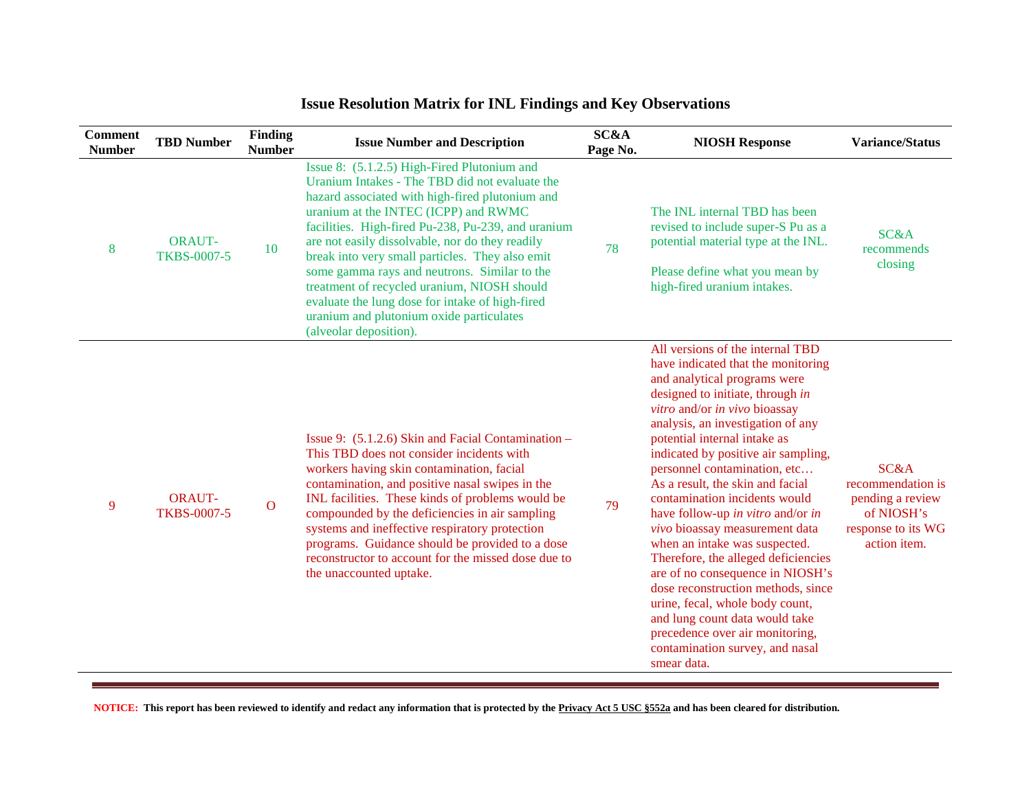# Issue Resolution Matrix for INL Findings and Key Observations

| Comment Number | TBD Number | Finding Number | Issue Number and Description | SC&A Page No. | NIOSH Response | Variance/Status |
|---|---|---|---|---|---|---|
| 8 | ORAUT-TKBS-0007-5 | 10 | Issue 8: (5.1.2.5) High-Fired Plutonium and Uranium Intakes - The TBD did not evaluate the hazard associated with high-fired plutonium and uranium at the INTEC (ICPP) and RWMC facilities. High-fired Pu-238, Pu-239, and uranium are not easily dissolvable, nor do they readily break into very small particles. They also emit some gamma rays and neutrons. Similar to the treatment of recycled uranium, NIOSH should evaluate the lung dose for intake of high-fired uranium and plutonium oxide particulates (alveolar deposition). | 78 | The INL internal TBD has been revised to include super-S Pu as a potential material type at the INL.<br><br>Please define what you mean by high-fired uranium intakes. | SC&A recommends closing |
| 9 | ORAUT-TKBS-0007-5 | O | Issue 9: (5.1.2.6) Skin and Facial Contamination – This TBD does not consider incidents with workers having skin contamination, facial contamination, and positive nasal swipes in the INL facilities. These kinds of problems would be compounded by the deficiencies in air sampling systems and ineffective respiratory protection programs. Guidance should be provided to a dose reconstructor to account for the missed dose due to the unaccounted uptake. | 79 | All versions of the internal TBD have indicated that the monitoring and analytical programs were designed to initiate, through *in vitro* and/or *in vivo* bioassay analysis, an investigation of any potential internal intake as indicated by positive air sampling, personnel contamination, etc… As a result, the skin and facial contamination incidents would have follow-up *in vitro* and/or *in vivo* bioassay measurement data when an intake was suspected. Therefore, the alleged deficiencies are of no consequence in NIOSH's dose reconstruction methods, since urine, fecal, whole body count, and lung count data would take precedence over air monitoring, contamination survey, and nasal smear data. | SC&A recommendation is pending a review of NIOSH's response to its WG action item. |

**NOTICE: This report has been reviewed to identify and redact any information that is protected by the Privacy Act 5 USC §552a and has been cleared for distribution.**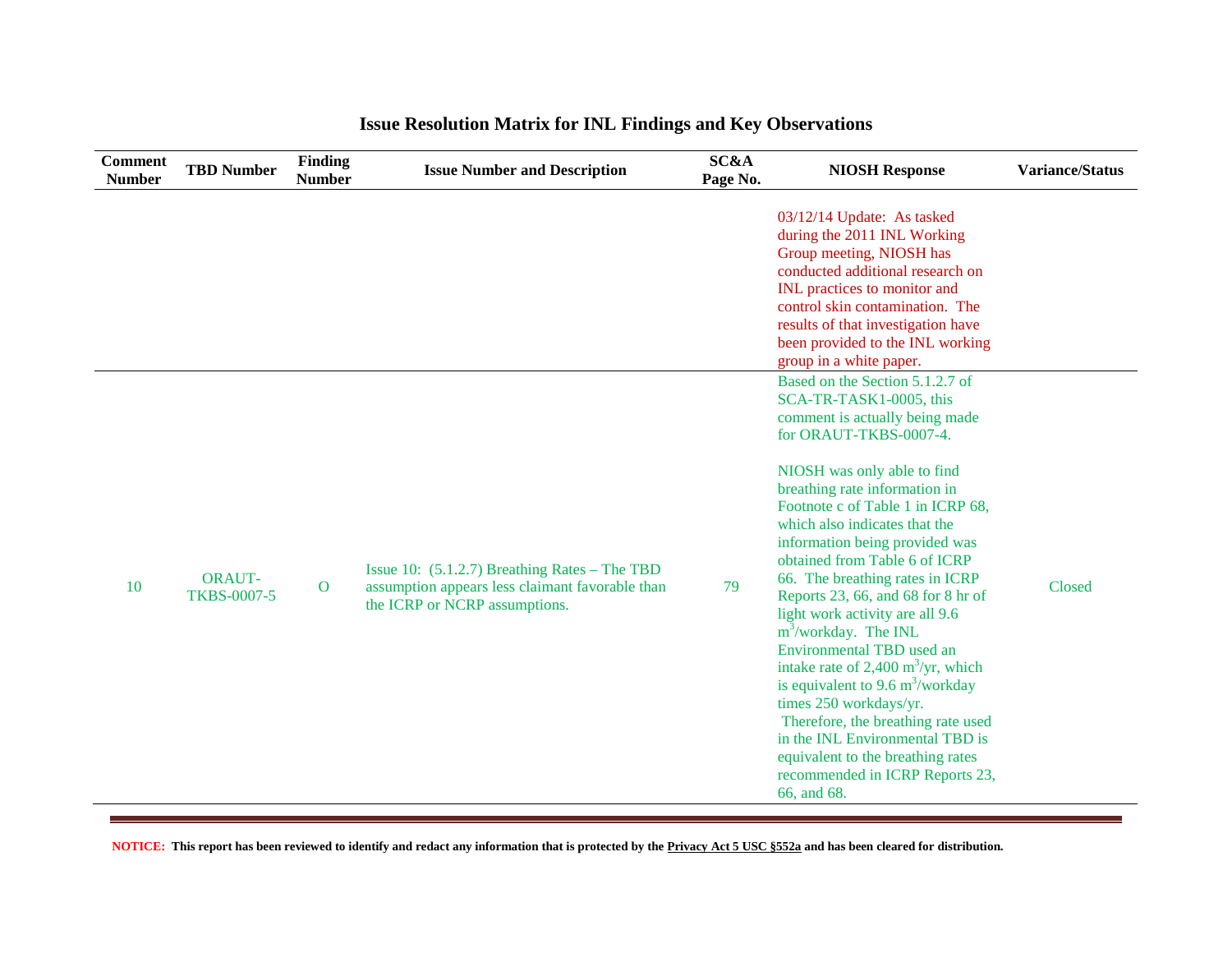## Issue Resolution Matrix for INL Findings and Key Observations

| Comment Number | TBD Number | Finding Number | Issue Number and Description | SC&A Page No. | NIOSH Response | Variance/Status |
|---|---|---|---|---|---|---|
| | | | | | 03/12/14 Update: As tasked during the 2011 INL Working Group meeting, NIOSH has conducted additional research on INL practices to monitor and control skin contamination. The results of that investigation have been provided to the INL working group in a white paper. | |
| 10 | ORAUT-TKBS-0007-5 | O | Issue 10: (5.1.2.7) Breathing Rates – The TBD assumption appears less claimant favorable than the ICRP or NCRP assumptions. | 79 | Based on the Section 5.1.2.7 of SCA-TR-TASK1-0005, this comment is actually being made for ORAUT-TKBS-0007-4.<br><br>NIOSH was only able to find breathing rate information in Footnote c of Table 1 in ICRP 68, which also indicates that the information being provided was obtained from Table 6 of ICRP 66. The breathing rates in ICRP Reports 23, 66, and 68 for 8 hr of light work activity are all 9.6 $m^3$/workday. The INL Environmental TBD used an intake rate of 2,400 $m^3$/yr, which is equivalent to 9.6 $m^3$/workday times 250 workdays/yr. Therefore, the breathing rate used in the INL Environmental TBD is equivalent to the breathing rates recommended in ICRP Reports 23, 66, and 68. | Closed |

**NOTICE: This report has been reviewed to identify and redact any information that is protected by the Privacy Act 5 USC §552a and has been cleared for distribution.**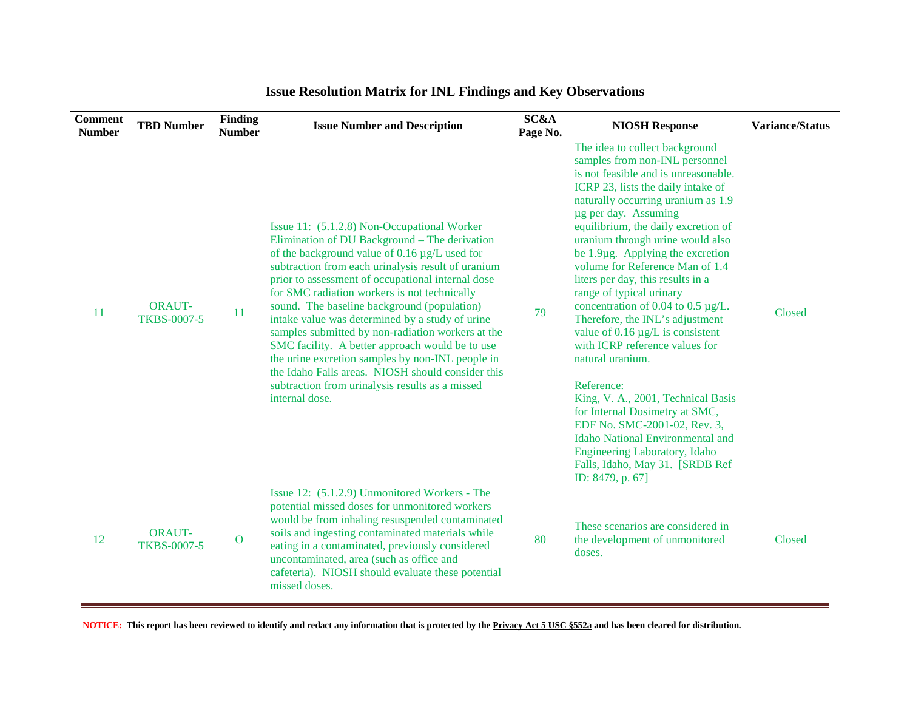## Issue Resolution Matrix for INL Findings and Key Observations

| Comment Number | TBD Number | Finding Number | Issue Number and Description | SC&A Page No. | NIOSH Response | Variance/Status |
|---|---|---|---|---|---|---|
| 11 | ORAUT-TKBS-0007-5 | 11 | Issue 11: (5.1.2.8) Non-Occupational Worker Elimination of DU Background – The derivation of the background value of 0.16 µg/L used for subtraction from each urinalysis result of uranium prior to assessment of occupational internal dose for SMC radiation workers is not technically sound. The baseline background (population) intake value was determined by a study of urine samples submitted by non-radiation workers at the SMC facility. A better approach would be to use the urine excretion samples by non-INL people in the Idaho Falls areas. NIOSH should consider this subtraction from urinalysis results as a missed internal dose. | 79 | The idea to collect background samples from non-INL personnel is not feasible and is unreasonable. ICRP 23, lists the daily intake of naturally occurring uranium as 1.9 µg per day. Assuming equilibrium, the daily excretion of uranium through urine would also be 1.9µg. Applying the excretion volume for Reference Man of 1.4 liters per day, this results in a range of typical urinary concentration of 0.04 to 0.5 µg/L. Therefore, the INL's adjustment value of 0.16 µg/L is consistent with ICRP reference values for natural uranium.<br><br>Reference:<br>King, V. A., 2001, Technical Basis for Internal Dosimetry at SMC, EDF No. SMC-2001-02, Rev. 3, Idaho National Environmental and Engineering Laboratory, Idaho Falls, Idaho, May 31. [SRDB Ref ID: 8479, p. 67] | Closed |
| 12 | ORAUT-TKBS-0007-5 | O | Issue 12: (5.1.2.9) Unmonitored Workers - The potential missed doses for unmonitored workers would be from inhaling resuspended contaminated soils and ingesting contaminated materials while eating in a contaminated, previously considered uncontaminated, area (such as office and cafeteria). NIOSH should evaluate these potential missed doses. | 80 | These scenarios are considered in the development of unmonitored doses. | Closed |

**NOTICE: This report has been reviewed to identify and redact any information that is protected by the Privacy Act 5 USC §552a and has been cleared for distribution.**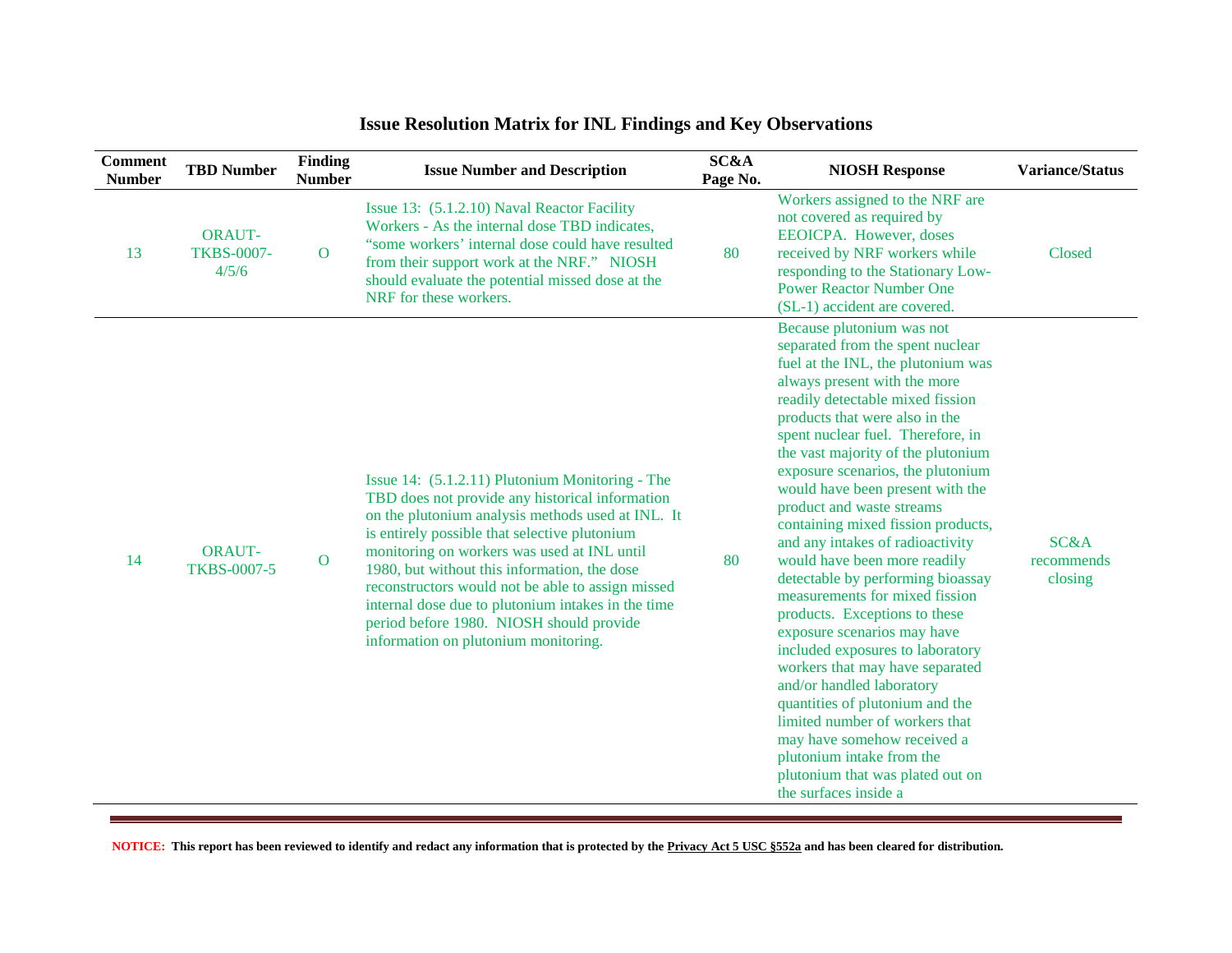## Issue Resolution Matrix for INL Findings and Key Observations

| Comment Number | TBD Number | Finding Number | Issue Number and Description | SC&A Page No. | NIOSH Response | Variance/Status |
|---|---|---|---|---|---|---|
| 13 | ORAUT-TKBS-0007-4/5/6 | O | Issue 13: (5.1.2.10) Naval Reactor Facility Workers - As the internal dose TBD indicates, "some workers' internal dose could have resulted from their support work at the NRF." NIOSH should evaluate the potential missed dose at the NRF for these workers. | 80 | Workers assigned to the NRF are not covered as required by EEOICPA. However, doses received by NRF workers while responding to the Stationary Low-Power Reactor Number One (SL-1) accident are covered. | Closed |
| 14 | ORAUT-TKBS-0007-5 | O | Issue 14: (5.1.2.11) Plutonium Monitoring - The TBD does not provide any historical information on the plutonium analysis methods used at INL. It is entirely possible that selective plutonium monitoring on workers was used at INL until 1980, but without this information, the dose reconstructors would not be able to assign missed internal dose due to plutonium intakes in the time period before 1980. NIOSH should provide information on plutonium monitoring. | 80 | Because plutonium was not separated from the spent nuclear fuel at the INL, the plutonium was always present with the more readily detectable mixed fission products that were also in the spent nuclear fuel. Therefore, in the vast majority of the plutonium exposure scenarios, the plutonium would have been present with the product and waste streams containing mixed fission products, and any intakes of radioactivity would have been more readily detectable by performing bioassay measurements for mixed fission products. Exceptions to these exposure scenarios may have included exposures to laboratory workers that may have separated and/or handled laboratory quantities of plutonium and the limited number of workers that may have somehow received a plutonium intake from the plutonium that was plated out on the surfaces inside a | SC&A recommends closing |

**NOTICE: This report has been reviewed to identify and redact any information that is protected by the Privacy Act 5 USC §552a and has been cleared for distribution.**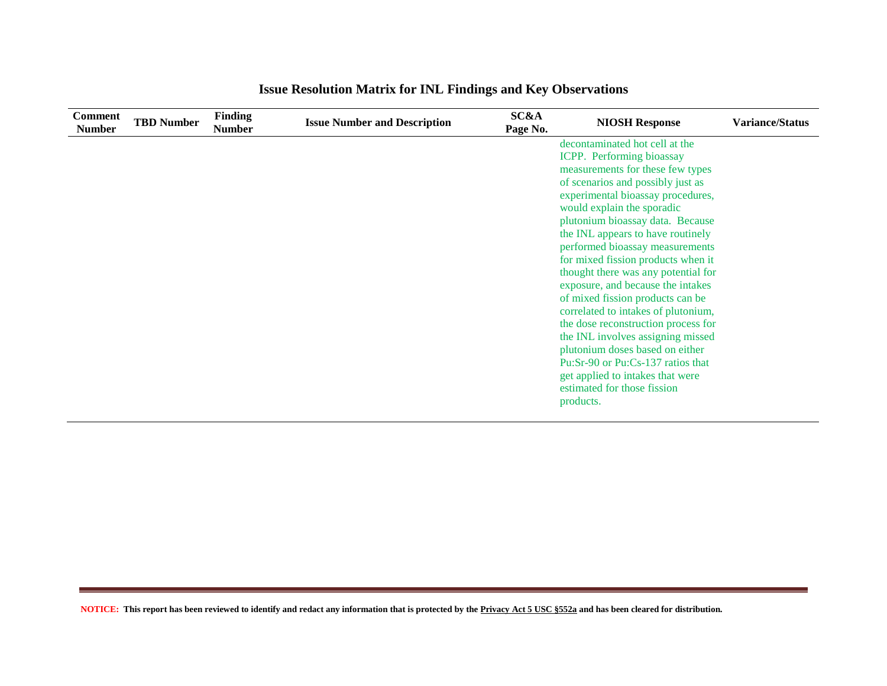## Issue Resolution Matrix for INL Findings and Key Observations

| Comment Number | TBD Number | Finding Number | Issue Number and Description | SC&A Page No. | NIOSH Response | Variance/Status |
|---|---|---|---|---|---|---|
| | | | | | decontaminated hot cell at the ICPP. Performing bioassay measurements for these few types of scenarios and possibly just as experimental bioassay procedures, would explain the sporadic plutonium bioassay data. Because the INL appears to have routinely performed bioassay measurements for mixed fission products when it thought there was any potential for exposure, and because the intakes of mixed fission products can be correlated to intakes of plutonium, the dose reconstruction process for the INL involves assigning missed plutonium doses based on either Pu:Sr-90 or Pu:Cs-137 ratios that get applied to intakes that were estimated for those fission products. | |

**NOTICE:** This report has been reviewed to identify and redact any information that is protected by the Privacy Act 5 USC §552a and has been cleared for distribution.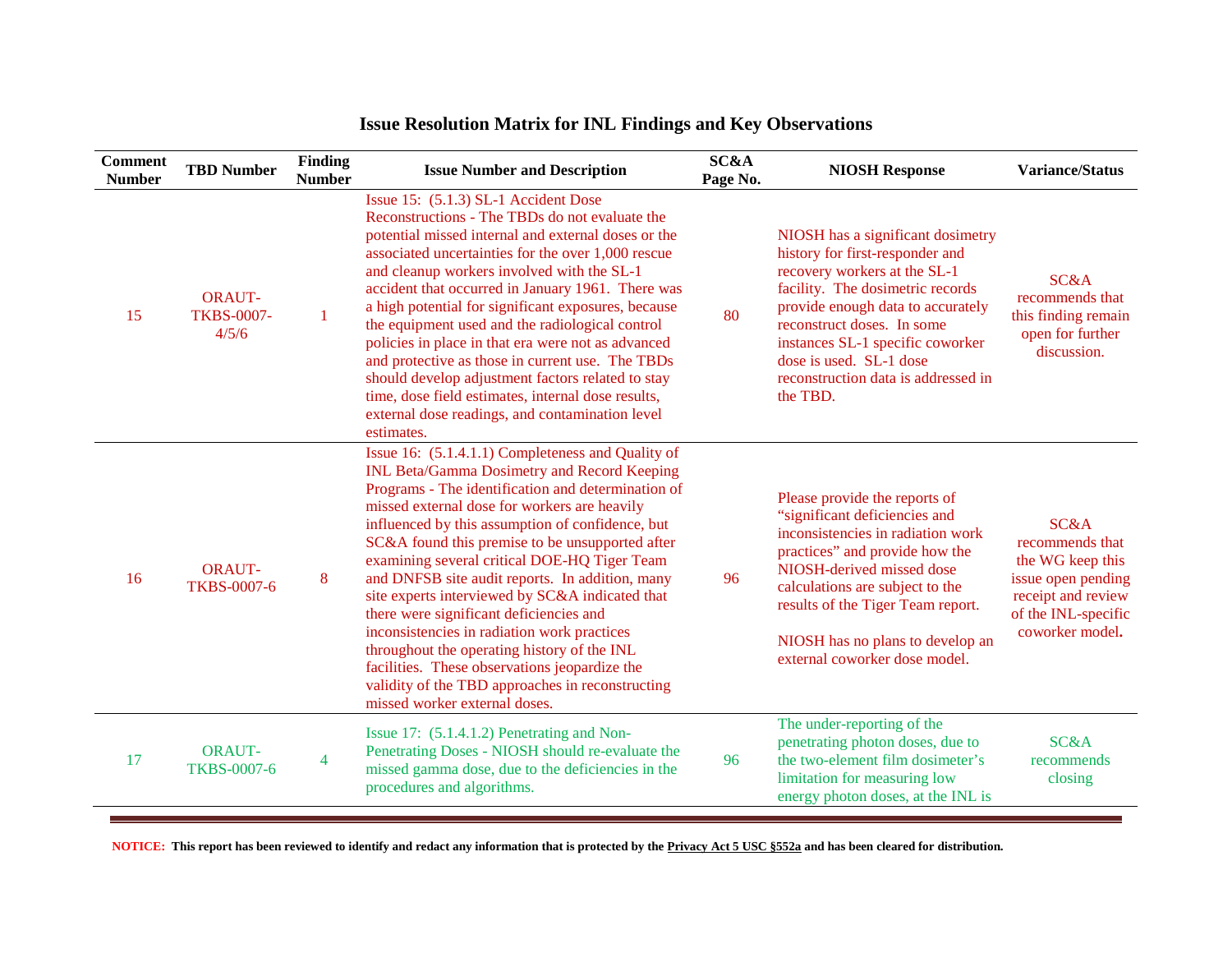## Issue Resolution Matrix for INL Findings and Key Observations

| Comment Number | TBD Number | Finding Number | Issue Number and Description | SC&A Page No. | NIOSH Response | Variance/Status |
|---|---|---|---|---|---|---|
| 15 | ORAUT-TKBS-0007-4/5/6 | 1 | Issue 15: (5.1.3) SL-1 Accident Dose Reconstructions - The TBDs do not evaluate the potential missed internal and external doses or the associated uncertainties for the over 1,000 rescue and cleanup workers involved with the SL-1 accident that occurred in January 1961. There was a high potential for significant exposures, because the equipment used and the radiological control policies in place in that era were not as advanced and protective as those in current use. The TBDs should develop adjustment factors related to stay time, dose field estimates, internal dose results, external dose readings, and contamination level estimates. | 80 | NIOSH has a significant dosimetry history for first-responder and recovery workers at the SL-1 facility. The dosimetric records provide enough data to accurately reconstruct doses. In some instances SL-1 specific coworker dose is used. SL-1 dose reconstruction data is addressed in the TBD. | SC&A recommends that this finding remain open for further discussion. |
| 16 | ORAUT-TKBS-0007-6 | 8 | Issue 16: (5.1.4.1.1) Completeness and Quality of INL Beta/Gamma Dosimetry and Record Keeping Programs - The identification and determination of missed external dose for workers are heavily influenced by this assumption of confidence, but SC&A found this premise to be unsupported after examining several critical DOE-HQ Tiger Team and DNFSB site audit reports. In addition, many site experts interviewed by SC&A indicated that there were significant deficiencies and inconsistencies in radiation work practices throughout the operating history of the INL facilities. These observations jeopardize the validity of the TBD approaches in reconstructing missed worker external doses. | 96 | Please provide the reports of "significant deficiencies and inconsistencies in radiation work practices" and provide how the NIOSH-derived missed dose calculations are subject to the results of the Tiger Team report.<br><br>NIOSH has no plans to develop an external coworker dose model. | SC&A recommends that the WG keep this issue open pending receipt and review of the INL-specific coworker model. |
| 17 | ORAUT-TKBS-0007-6 | 4 | Issue 17: (5.1.4.1.2) Penetrating and Non-Penetrating Doses - NIOSH should re-evaluate the missed gamma dose, due to the deficiencies in the procedures and algorithms. | 96 | The under-reporting of the penetrating photon doses, due to the two-element film dosimeter's limitation for measuring low energy photon doses, at the INL is | SC&A recommends closing |

**NOTICE: This report has been reviewed to identify and redact any information that is protected by the Privacy Act 5 USC §552a and has been cleared for distribution.**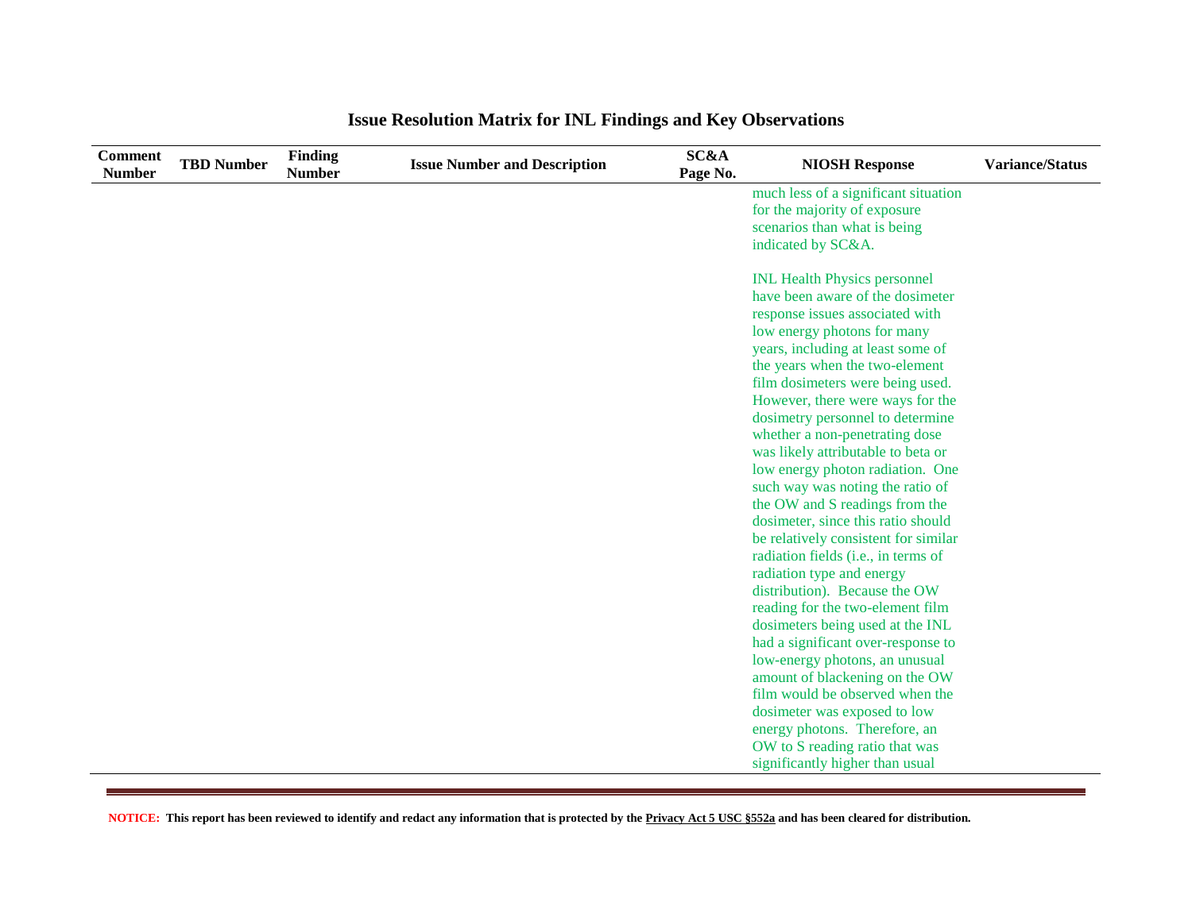## Issue Resolution Matrix for INL Findings and Key Observations

| Comment Number | TBD Number | Finding Number | Issue Number and Description | SC&A Page No. | NIOSH Response | Variance/Status |
|---|---|---|---|---|---|---|
| | | | | | much less of a significant situation for the majority of exposure scenarios than what is being indicated by SC&A.<br><br>INL Health Physics personnel have been aware of the dosimeter response issues associated with low energy photons for many years, including at least some of the years when the two-element film dosimeters were being used. However, there were ways for the dosimetry personnel to determine whether a non-penetrating dose was likely attributable to beta or low energy photon radiation. One such way was noting the ratio of the OW and S readings from the dosimeter, since this ratio should be relatively consistent for similar radiation fields (i.e., in terms of radiation type and energy distribution). Because the OW reading for the two-element film dosimeters being used at the INL had a significant over-response to low-energy photons, an unusual amount of blackening on the OW film would be observed when the dosimeter was exposed to low energy photons. Therefore, an OW to S reading ratio that was significantly higher than usual | |

**NOTICE: This report has been reviewed to identify and redact any information that is protected by the Privacy Act 5 USC §552a and has been cleared for distribution.**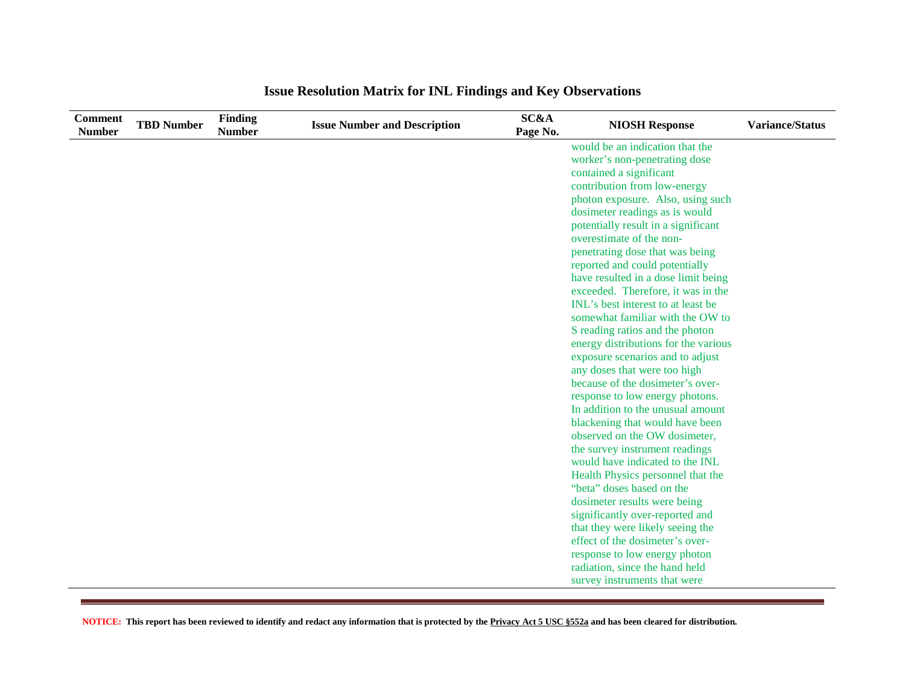# Issue Resolution Matrix for INL Findings and Key Observations

| Comment Number | TBD Number | Finding Number | Issue Number and Description | SC&A Page No. | NIOSH Response | Variance/Status |
|---|---|---|---|---|---|---|
| | | | | | would be an indication that the worker's non-penetrating dose contained a significant contribution from low-energy photon exposure. Also, using such dosimeter readings as is would potentially result in a significant overestimate of the non-penetrating dose that was being reported and could potentially have resulted in a dose limit being exceeded. Therefore, it was in the INL's best interest to at least be somewhat familiar with the OW to S reading ratios and the photon energy distributions for the various exposure scenarios and to adjust any doses that were too high because of the dosimeter's over-response to low energy photons. In addition to the unusual amount blackening that would have been observed on the OW dosimeter, the survey instrument readings would have indicated to the INL Health Physics personnel that the "beta" doses based on the dosimeter results were being significantly over-reported and that they were likely seeing the effect of the dosimeter's over-response to low energy photon radiation, since the hand held survey instruments that were | |

**NOTICE: This report has been reviewed to identify and redact any information that is protected by the Privacy Act 5 USC §552a and has been cleared for distribution.**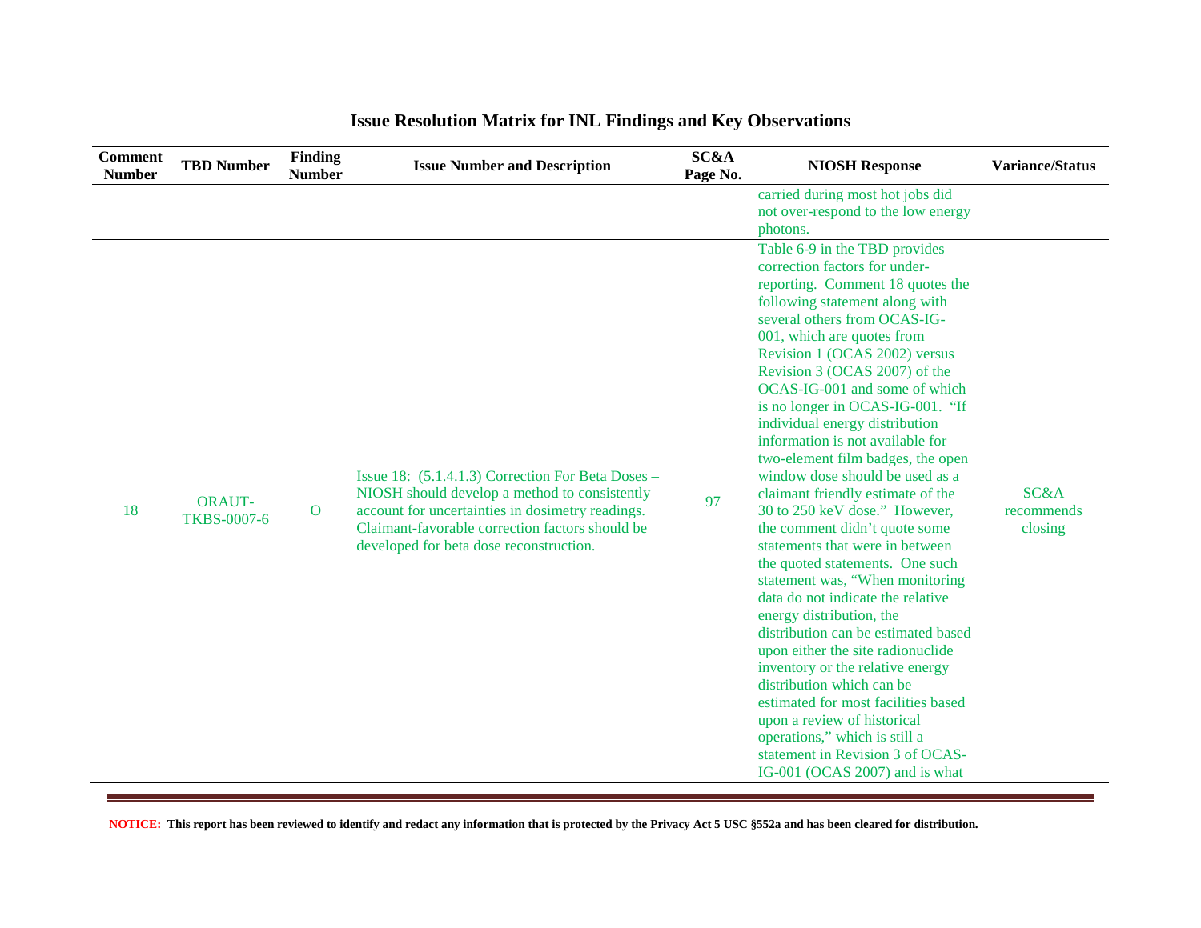## Issue Resolution Matrix for INL Findings and Key Observations

| Comment Number | TBD Number | Finding Number | Issue Number and Description | SC&A Page No. | NIOSH Response | Variance/Status |
|---|---|---|---|---|---|---|
| | | | | | carried during most hot jobs did not over-respond to the low energy photons. | |
| 18 | ORAUT-TKBS-0007-6 | O | Issue 18: (5.1.4.1.3) Correction For Beta Doses – NIOSH should develop a method to consistently account for uncertainties in dosimetry readings. Claimant-favorable correction factors should be developed for beta dose reconstruction. | 97 | Table 6-9 in the TBD provides correction factors for under-reporting. Comment 18 quotes the following statement along with several others from OCAS-IG-001, which are quotes from Revision 1 (OCAS 2002) versus Revision 3 (OCAS 2007) of the OCAS-IG-001 and some of which is no longer in OCAS-IG-001. "If individual energy distribution information is not available for two-element film badges, the open window dose should be used as a claimant friendly estimate of the 30 to 250 keV dose." However, the comment didn't quote some statements that were in between the quoted statements. One such statement was, "When monitoring data do not indicate the relative energy distribution, the distribution can be estimated based upon either the site radionuclide inventory or the relative energy distribution which can be estimated for most facilities based upon a review of historical operations," which is still a statement in Revision 3 of OCAS-IG-001 (OCAS 2007) and is what | SC&A recommends closing |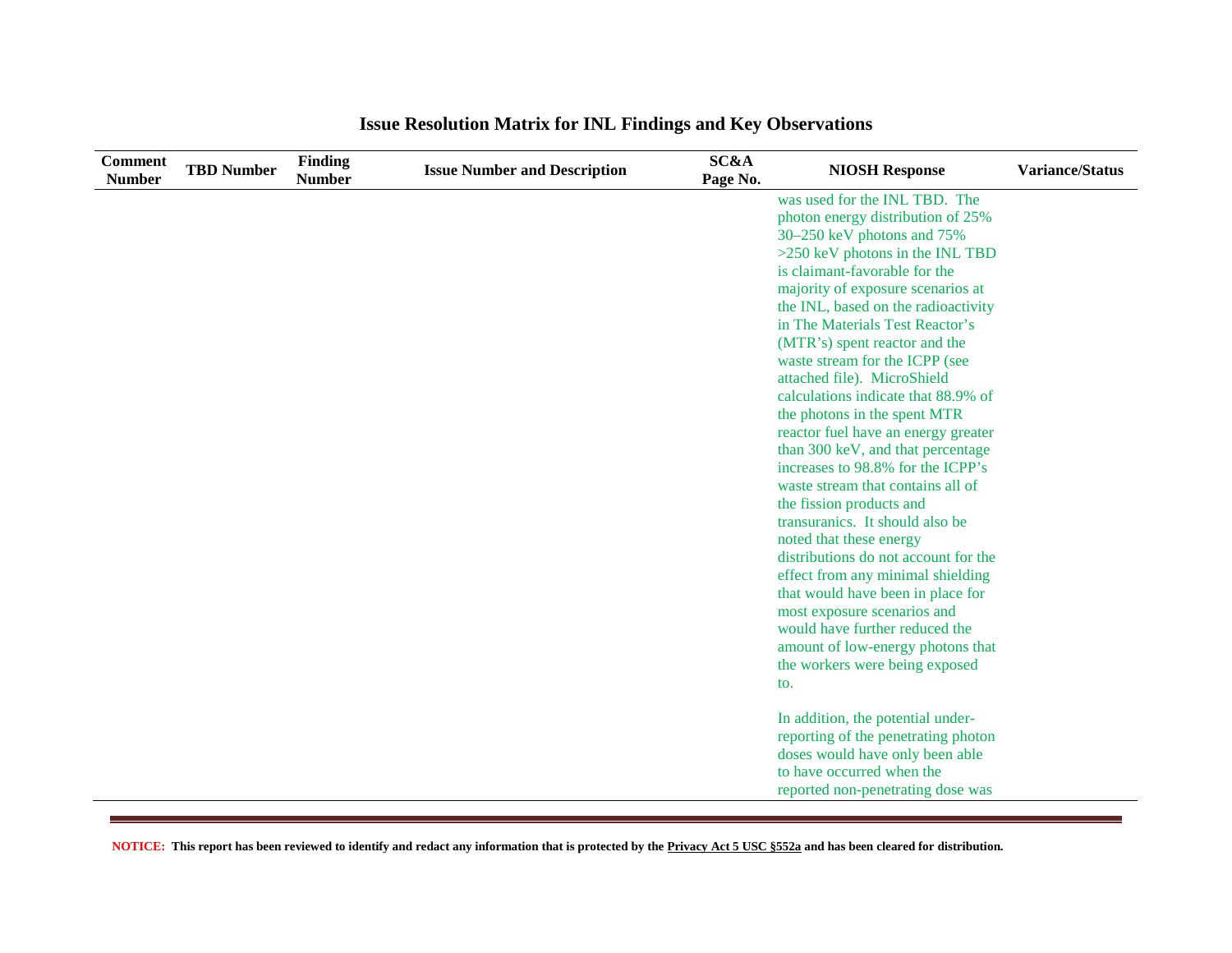# Issue Resolution Matrix for INL Findings and Key Observations

| Comment Number | TBD Number | Finding Number | Issue Number and Description | SC&A Page No. | NIOSH Response | Variance/Status |
|---|---|---|---|---|---|---|
| | | | | | was used for the INL TBD. The photon energy distribution of 25% 30–250 keV photons and 75% >250 keV photons in the INL TBD is claimant-favorable for the majority of exposure scenarios at the INL, based on the radioactivity in The Materials Test Reactor's (MTR's) spent reactor and the waste stream for the ICPP (see attached file). MicroShield calculations indicate that 88.9% of the photons in the spent MTR reactor fuel have an energy greater than 300 keV, and that percentage increases to 98.8% for the ICPP's waste stream that contains all of the fission products and transuranics. It should also be noted that these energy distributions do not account for the effect from any minimal shielding that would have been in place for most exposure scenarios and would have further reduced the amount of low-energy photons that the workers were being exposed to.<br><br>In addition, the potential under-reporting of the penetrating photon doses would have only been able to have occurred when the reported non-penetrating dose was | |

**NOTICE: This report has been reviewed to identify and redact any information that is protected by the Privacy Act 5 USC §552a and has been cleared for distribution.**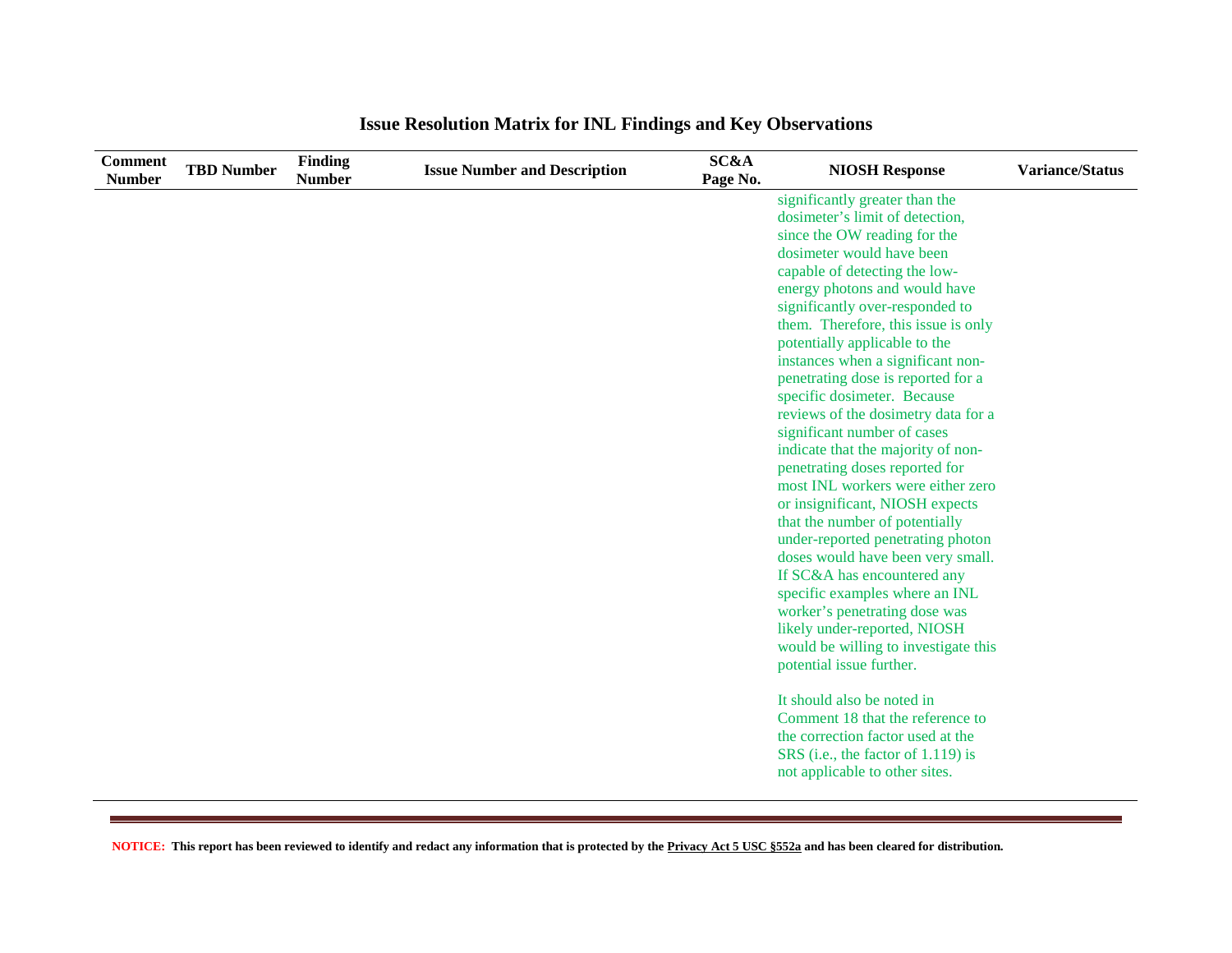# Issue Resolution Matrix for INL Findings and Key Observations

| Comment Number | TBD Number | Finding Number | Issue Number and Description | SC&A Page No. | NIOSH Response | Variance/Status |
|---|---|---|---|---|---|---|
| | | | | | significantly greater than the dosimeter's limit of detection, since the OW reading for the dosimeter would have been capable of detecting the low-energy photons and would have significantly over-responded to them. Therefore, this issue is only potentially applicable to the instances when a significant non-penetrating dose is reported for a specific dosimeter. Because reviews of the dosimetry data for a significant number of cases indicate that the majority of non-penetrating doses reported for most INL workers were either zero or insignificant, NIOSH expects that the number of potentially under-reported penetrating photon doses would have been very small. If SC&A has encountered any specific examples where an INL worker's penetrating dose was likely under-reported, NIOSH would be willing to investigate this potential issue further.<br><br>It should also be noted in Comment 18 that the reference to the correction factor used at the SRS (i.e., the factor of 1.119) is not applicable to other sites. | |

**NOTICE: This report has been reviewed to identify and redact any information that is protected by the Privacy Act 5 USC §552a and has been cleared for distribution.**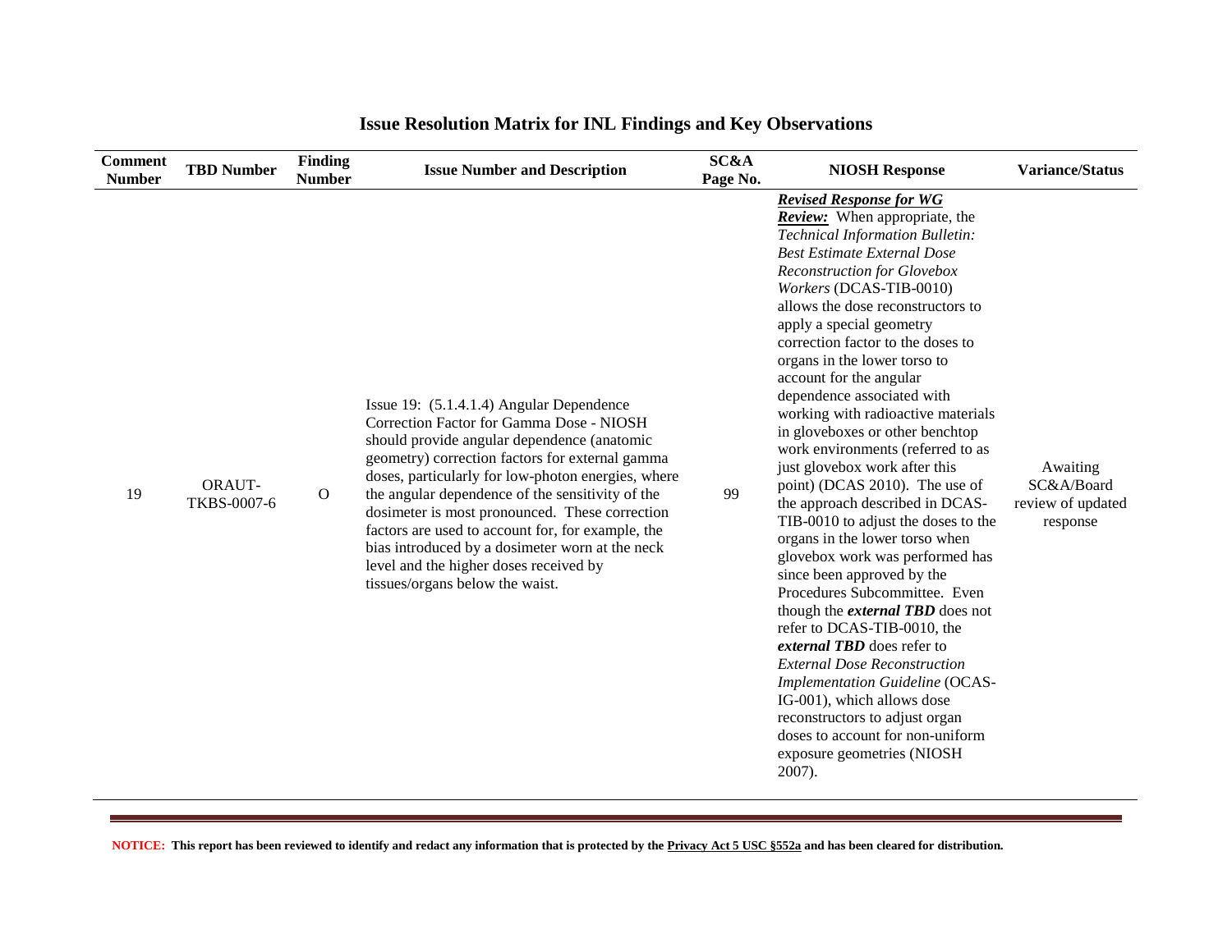## Issue Resolution Matrix for INL Findings and Key Observations

| Comment Number | TBD Number | Finding Number | Issue Number and Description | SC&A Page No. | NIOSH Response | Variance/Status |
|---|---|---|---|---|---|---|
| 19 | ORAUT-TKBS-0007-6 | O | Issue 19: (5.1.4.1.4) Angular Dependence Correction Factor for Gamma Dose - NIOSH should provide angular dependence (anatomic geometry) correction factors for external gamma doses, particularly for low-photon energies, where the angular dependence of the sensitivity of the dosimeter is most pronounced. These correction factors are used to account for, for example, the bias introduced by a dosimeter worn at the neck level and the higher doses received by tissues/organs below the waist. | 99 | ***Revised Response for WG Review:*** When appropriate, the *Technical Information Bulletin: Best Estimate External Dose Reconstruction for Glovebox Workers* (DCAS-TIB-0010) allows the dose reconstructors to apply a special geometry correction factor to the doses to organs in the lower torso to account for the angular dependence associated with working with radioactive materials in gloveboxes or other benchtop work environments (referred to as just glovebox work after this point) (DCAS 2010). The use of the approach described in DCAS-TIB-0010 to adjust the doses to the organs in the lower torso when glovebox work was performed has since been approved by the Procedures Subcommittee. Even though the ***external TBD*** does not refer to DCAS-TIB-0010, the ***external TBD*** does refer to *External Dose Reconstruction Implementation Guideline* (OCAS-IG-001), which allows dose reconstructors to adjust organ doses to account for non-uniform exposure geometries (NIOSH 2007). | Awaiting SC&A/Board review of updated response |

**NOTICE: This report has been reviewed to identify and redact any information that is protected by the Privacy Act 5 USC §552a and has been cleared for distribution.**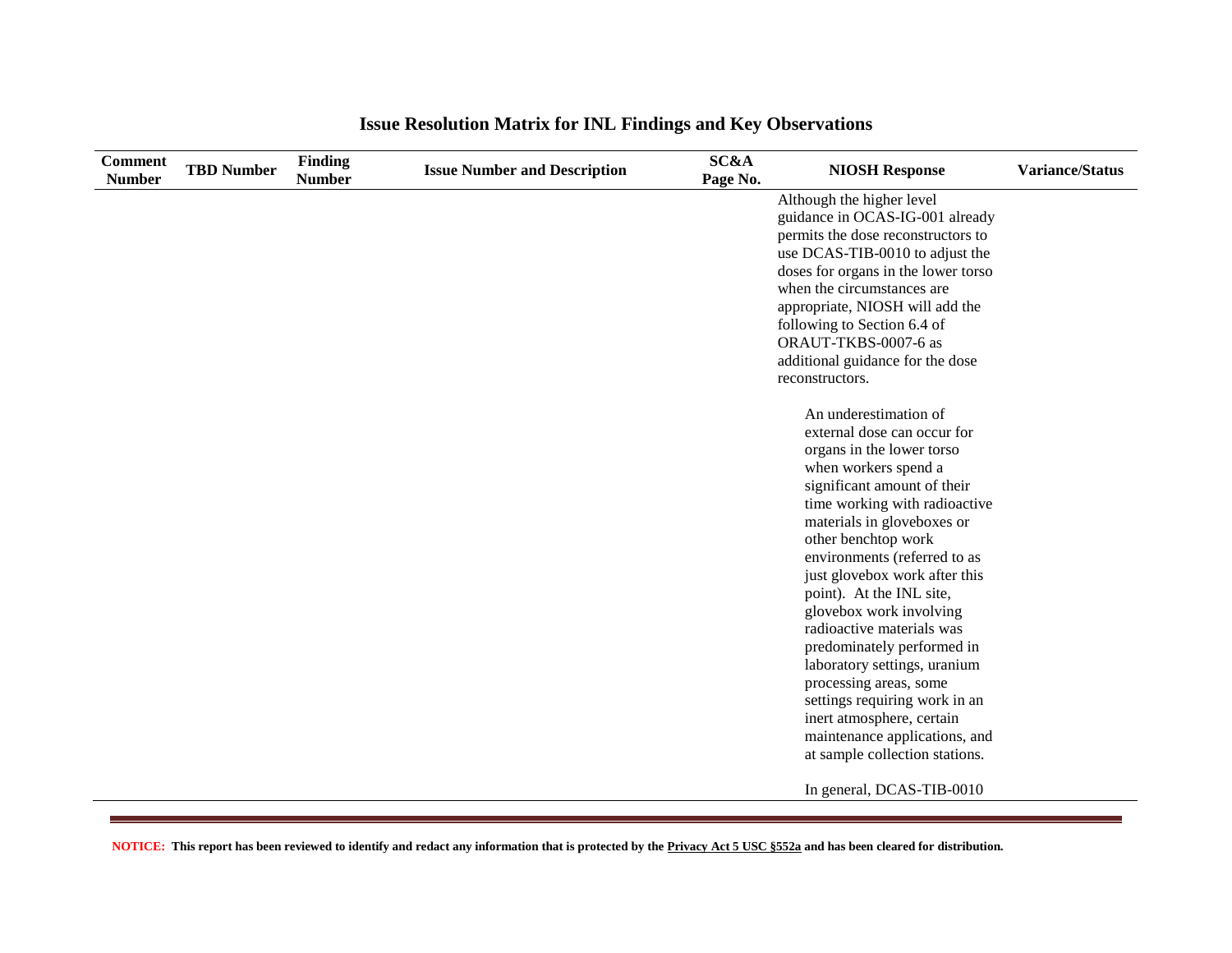# Issue Resolution Matrix for INL Findings and Key Observations

| Comment Number | TBD Number | Finding Number | Issue Number and Description | SC&A Page No. | NIOSH Response | Variance/Status |
|---|---|---|---|---|---|---|
| | | | | | Although the higher level guidance in OCAS-IG-001 already permits the dose reconstructors to use DCAS-TIB-0010 to adjust the doses for organs in the lower torso when the circumstances are appropriate, NIOSH will add the following to Section 6.4 of ORAUT-TKBS-0007-6 as additional guidance for the dose reconstructors.<br><br>An underestimation of external dose can occur for organs in the lower torso when workers spend a significant amount of their time working with radioactive materials in gloveboxes or other benchtop work environments (referred to as just glovebox work after this point). At the INL site, glovebox work involving radioactive materials was predominately performed in laboratory settings, uranium processing areas, some settings requiring work in an inert atmosphere, certain maintenance applications, and at sample collection stations.<br><br>In general, DCAS-TIB-0010 | |

**NOTICE: This report has been reviewed to identify and redact any information that is protected by the Privacy Act 5 USC §552a and has been cleared for distribution.**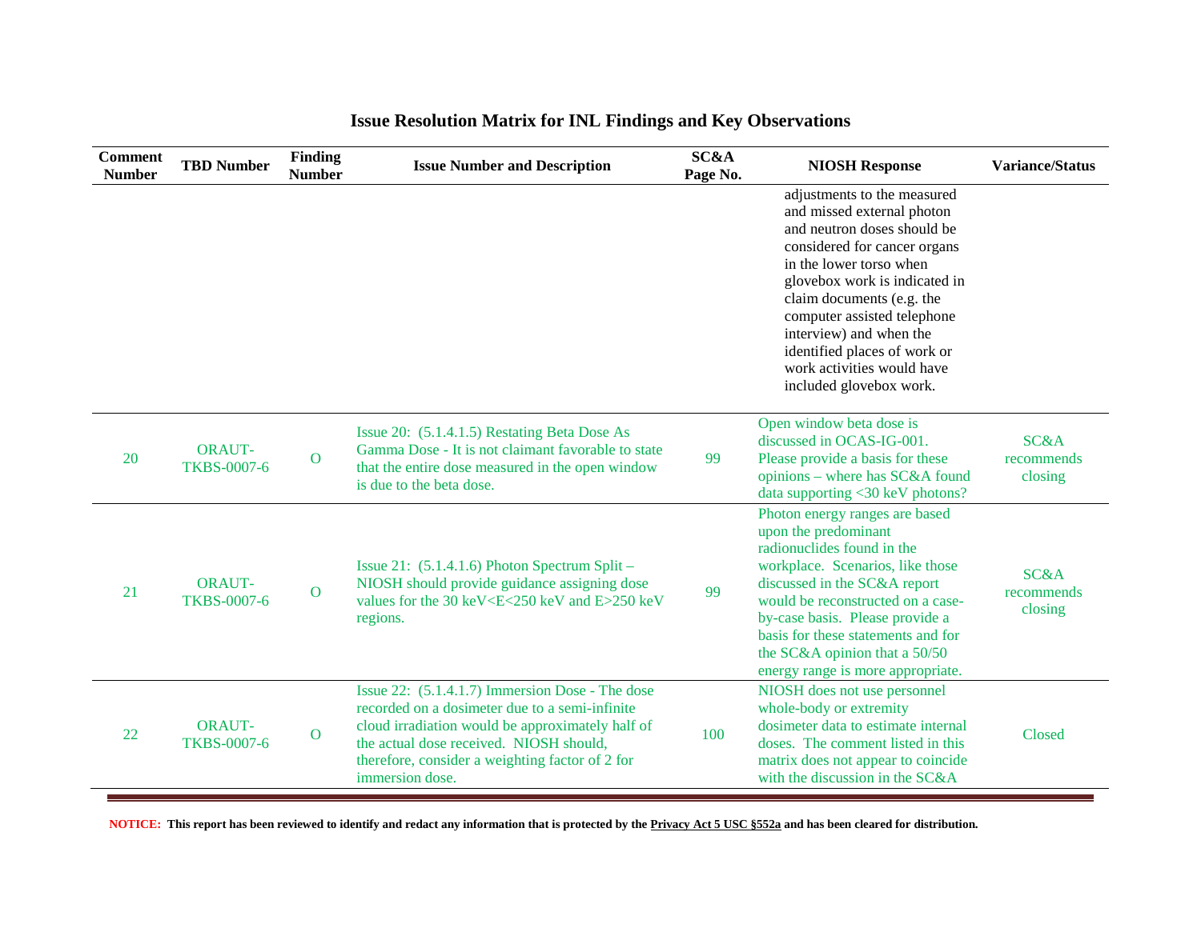## Issue Resolution Matrix for INL Findings and Key Observations

| Comment Number | TBD Number | Finding Number | Issue Number and Description | SC&A Page No. | NIOSH Response | Variance/Status |
|---|---|---|---|---|---|---|
| | | | | | adjustments to the measured and missed external photon and neutron doses should be considered for cancer organs in the lower torso when glovebox work is indicated in claim documents (e.g. the computer assisted telephone interview) and when the identified places of work or work activities would have included glovebox work. | |
| 20 | ORAUT-TKBS-0007-6 | O | Issue 20: (5.1.4.1.5) Restating Beta Dose As Gamma Dose - It is not claimant favorable to state that the entire dose measured in the open window is due to the beta dose. | 99 | Open window beta dose is discussed in OCAS-IG-001. Please provide a basis for these opinions – where has SC&A found data supporting <30 keV photons? | SC&A recommends closing |
| 21 | ORAUT-TKBS-0007-6 | O | Issue 21: (5.1.4.1.6) Photon Spectrum Split – NIOSH should provide guidance assigning dose values for the 30 keV<E<250 keV and E>250 keV regions. | 99 | Photon energy ranges are based upon the predominant radionuclides found in the workplace. Scenarios, like those discussed in the SC&A report would be reconstructed on a case-by-case basis. Please provide a basis for these statements and for the SC&A opinion that a 50/50 energy range is more appropriate. | SC&A recommends closing |
| 22 | ORAUT-TKBS-0007-6 | O | Issue 22: (5.1.4.1.7) Immersion Dose - The dose recorded on a dosimeter due to a semi-infinite cloud irradiation would be approximately half of the actual dose received. NIOSH should, therefore, consider a weighting factor of 2 for immersion dose. | 100 | NIOSH does not use personnel whole-body or extremity dosimeter data to estimate internal doses. The comment listed in this matrix does not appear to coincide with the discussion in the SC&A | Closed |

**NOTICE: This report has been reviewed to identify and redact any information that is protected by the Privacy Act 5 USC §552a and has been cleared for distribution.**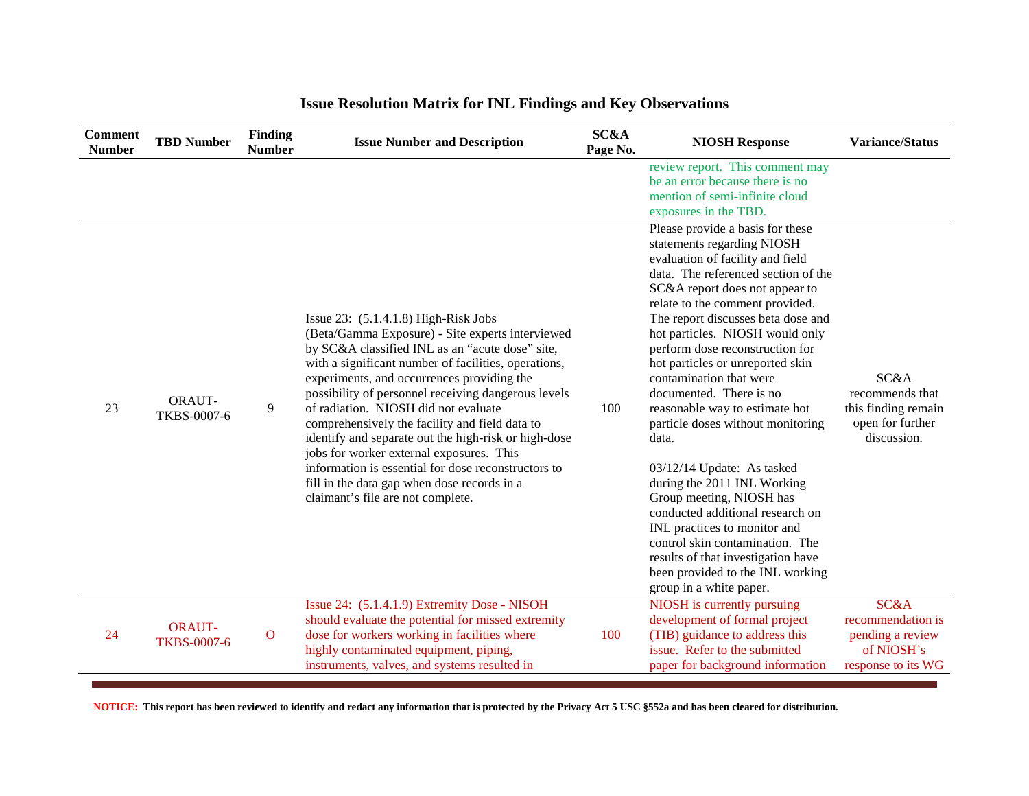## Issue Resolution Matrix for INL Findings and Key Observations

| Comment Number | TBD Number | Finding Number | Issue Number and Description | SC&A Page No. | NIOSH Response | Variance/Status |
|---|---|---|---|---|---|---|
| | | | | | review report. This comment may be an error because there is no mention of semi-infinite cloud exposures in the TBD. | |
| 23 | ORAUT-TKBS-0007-6 | 9 | Issue 23: (5.1.4.1.8) High-Risk Jobs (Beta/Gamma Exposure) - Site experts interviewed by SC&A classified INL as an "acute dose" site, with a significant number of facilities, operations, experiments, and occurrences providing the possibility of personnel receiving dangerous levels of radiation. NIOSH did not evaluate comprehensively the facility and field data to identify and separate out the high-risk or high-dose jobs for worker external exposures. This information is essential for dose reconstructors to fill in the data gap when dose records in a claimant's file are not complete. | 100 | Please provide a basis for these statements regarding NIOSH evaluation of facility and field data. The referenced section of the SC&A report does not appear to relate to the comment provided. The report discusses beta dose and hot particles. NIOSH would only perform dose reconstruction for hot particles or unreported skin contamination that were documented. There is no reasonable way to estimate hot particle doses without monitoring data.<br><br>03/12/14 Update: As tasked during the 2011 INL Working Group meeting, NIOSH has conducted additional research on INL practices to monitor and control skin contamination. The results of that investigation have been provided to the INL working group in a white paper. | SC&A recommends that this finding remain open for further discussion. |
| 24 | ORAUT-TKBS-0007-6 | O | Issue 24: (5.1.4.1.9) Extremity Dose - NISOH should evaluate the potential for missed extremity dose for workers working in facilities where highly contaminated equipment, piping, instruments, valves, and systems resulted in | 100 | NIOSH is currently pursuing development of formal project (TIB) guidance to address this issue. Refer to the submitted paper for background information | SC&A recommendation is pending a review of NIOSH's response to its WG |

**NOTICE: This report has been reviewed to identify and redact any information that is protected by the Privacy Act 5 USC §552a and has been cleared for distribution.**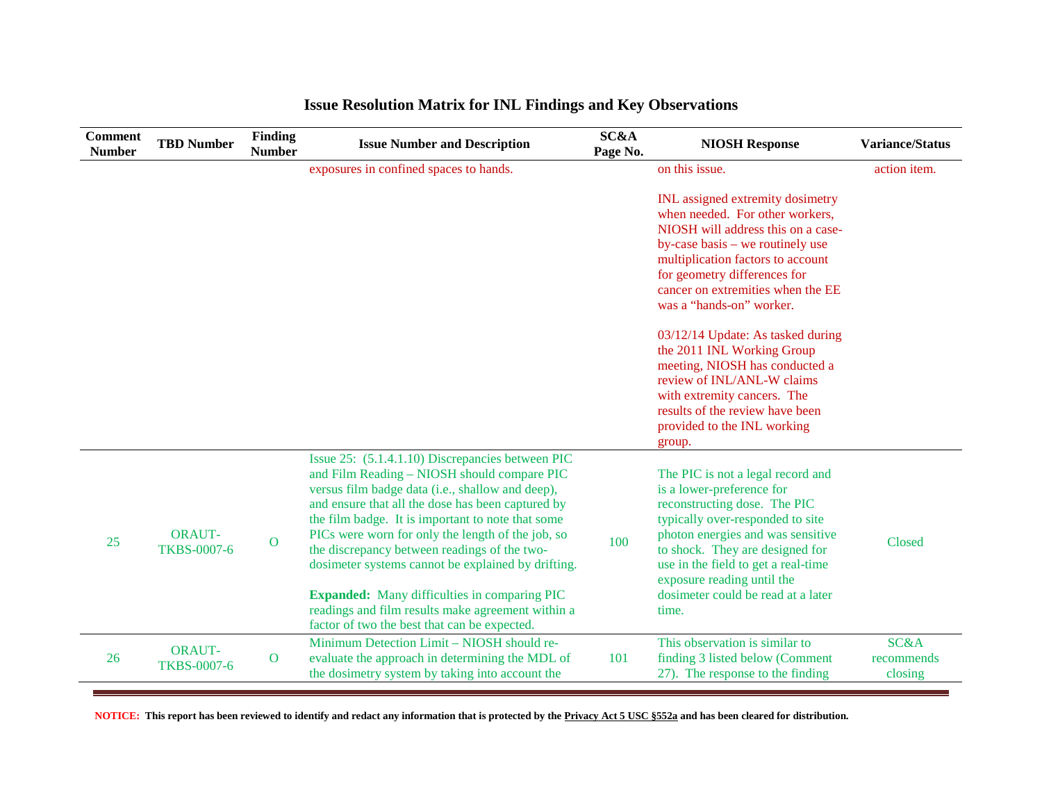## Issue Resolution Matrix for INL Findings and Key Observations

| Comment Number | TBD Number | Finding Number | Issue Number and Description | SC&A Page No. | NIOSH Response | Variance/Status |
|---|---|---|---|---|---|---|
| | | | exposures in confined spaces to hands. | | on this issue.<br><br>INL assigned extremity dosimetry when needed. For other workers, NIOSH will address this on a case-by-case basis – we routinely use multiplication factors to account for geometry differences for cancer on extremities when the EE was a "hands-on" worker.<br><br>03/12/14 Update: As tasked during the 2011 INL Working Group meeting, NIOSH has conducted a review of INL/ANL-W claims with extremity cancers. The results of the review have been provided to the INL working group. | action item. |
| 25 | ORAUT-TKBS-0007-6 | O | Issue 25: (5.1.4.1.10) Discrepancies between PIC and Film Reading – NIOSH should compare PIC versus film badge data (i.e., shallow and deep), and ensure that all the dose has been captured by the film badge. It is important to note that some PICs were worn for only the length of the job, so the discrepancy between readings of the two-dosimeter systems cannot be explained by drifting.<br><br>**Expanded:** Many difficulties in comparing PIC readings and film results make agreement within a factor of two the best that can be expected. | 100 | The PIC is not a legal record and is a lower-preference for reconstructing dose. The PIC typically over-responded to site photon energies and was sensitive to shock. They are designed for use in the field to get a real-time exposure reading until the dosimeter could be read at a later time. | Closed |
| 26 | ORAUT-TKBS-0007-6 | O | Minimum Detection Limit – NIOSH should re-evaluate the approach in determining the MDL of the dosimetry system by taking into account the | 101 | This observation is similar to finding 3 listed below (Comment 27). The response to the finding | SC&A recommends closing |

**NOTICE: This report has been reviewed to identify and redact any information that is protected by the Privacy Act 5 USC §552a and has been cleared for distribution.**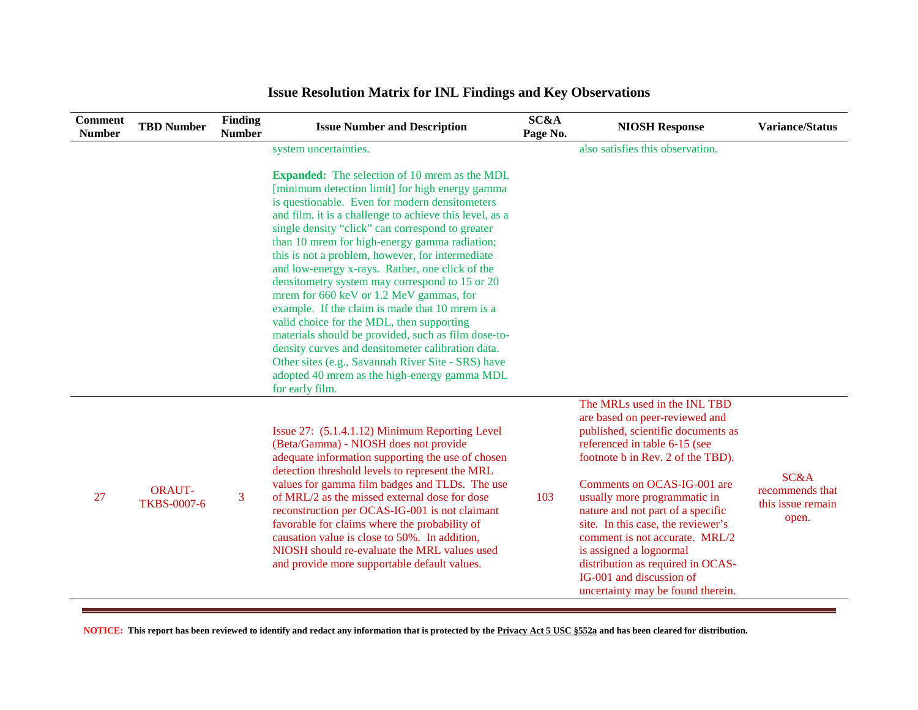## Issue Resolution Matrix for INL Findings and Key Observations

| Comment Number | TBD Number | Finding Number | Issue Number and Description | SC&A Page No. | NIOSH Response | Variance/Status |
|---|---|---|---|---|---|---|
| | | | system uncertainties.<br><br>**Expanded:** The selection of 10 mrem as the MDL [minimum detection limit] for high energy gamma is questionable. Even for modern densitometers and film, it is a challenge to achieve this level, as a single density "click" can correspond to greater than 10 mrem for high-energy gamma radiation; this is not a problem, however, for intermediate and low-energy x-rays. Rather, one click of the densitometry system may correspond to 15 or 20 mrem for 660 keV or 1.2 MeV gammas, for example. If the claim is made that 10 mrem is a valid choice for the MDL, then supporting materials should be provided, such as film dose-to-density curves and densitometer calibration data. Other sites (e.g., Savannah River Site - SRS) have adopted 40 mrem as the high-energy gamma MDL for early film. | | also satisfies this observation. | |
| 27 | ORAUT-TKBS-0007-6 | 3 | Issue 27: (5.1.4.1.12) Minimum Reporting Level (Beta/Gamma) - NIOSH does not provide adequate information supporting the use of chosen detection threshold levels to represent the MRL values for gamma film badges and TLDs. The use of MRL/2 as the missed external dose for dose reconstruction per OCAS-IG-001 is not claimant favorable for claims where the probability of causation value is close to 50%. In addition, NIOSH should re-evaluate the MRL values used and provide more supportable default values. | 103 | The MRLs used in the INL TBD are based on peer-reviewed and published, scientific documents as referenced in table 6-15 (see footnote b in Rev. 2 of the TBD).<br><br>Comments on OCAS-IG-001 are usually more programmatic in nature and not part of a specific site. In this case, the reviewer's comment is not accurate. MRL/2 is assigned a lognormal distribution as required in OCAS-IG-001 and discussion of uncertainty may be found therein. | SC&A recommends that this issue remain open. |

**NOTICE: This report has been reviewed to identify and redact any information that is protected by the Privacy Act 5 USC §552a and has been cleared for distribution.**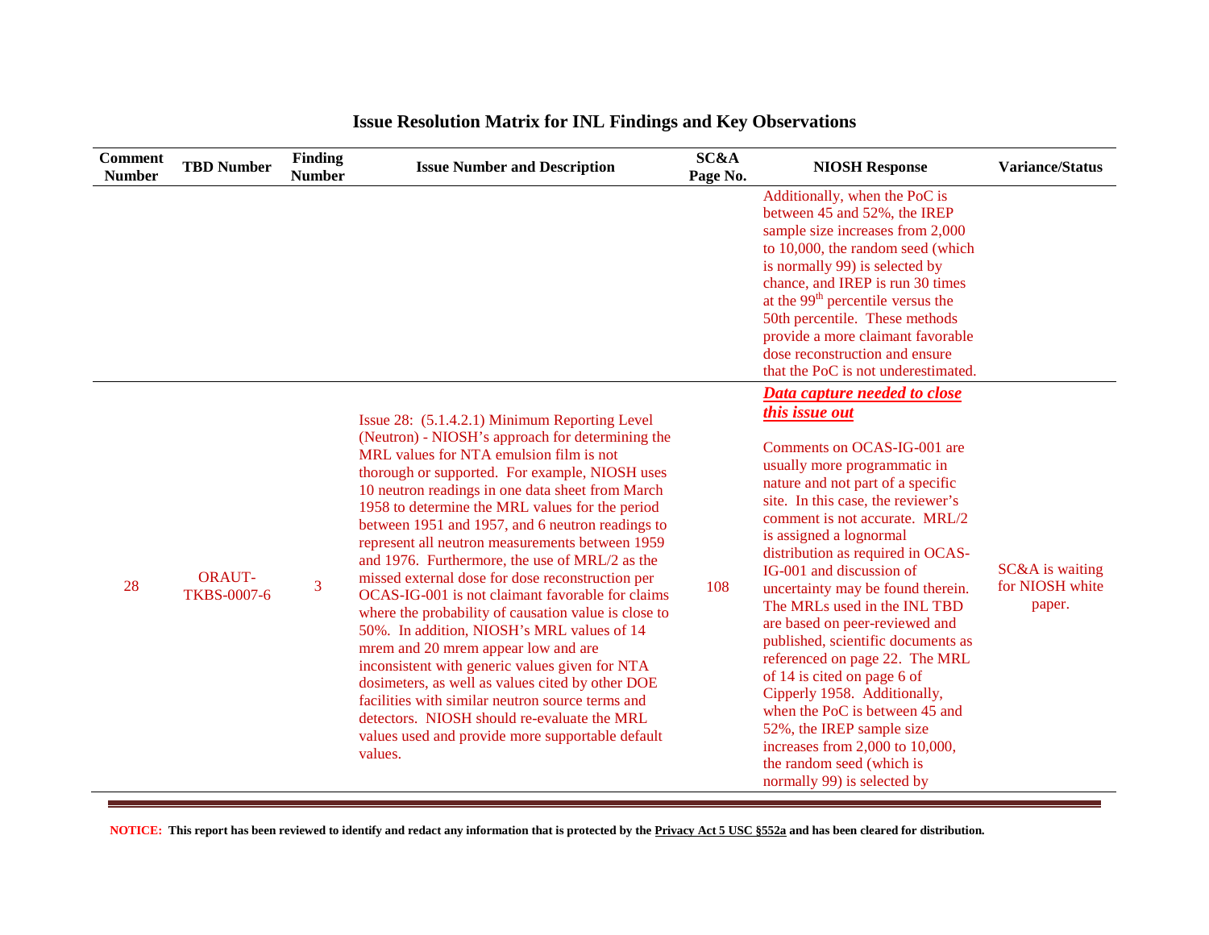# Issue Resolution Matrix for INL Findings and Key Observations

| Comment Number | TBD Number | Finding Number | Issue Number and Description | SC&A Page No. | NIOSH Response | Variance/Status |
|---|---|---|---|---|---|---|
| | | | | | Additionally, when the PoC is between 45 and 52%, the IREP sample size increases from 2,000 to 10,000, the random seed (which is normally 99) is selected by chance, and IREP is run 30 times at the 99th percentile versus the 50th percentile. These methods provide a more claimant favorable dose reconstruction and ensure that the PoC is not underestimated. | |
| 28 | ORAUT-TKBS-0007-6 | 3 | Issue 28: (5.1.4.2.1) Minimum Reporting Level (Neutron) - NIOSH's approach for determining the MRL values for NTA emulsion film is not thorough or supported. For example, NIOSH uses 10 neutron readings in one data sheet from March 1958 to determine the MRL values for the period between 1951 and 1957, and 6 neutron readings to represent all neutron measurements between 1959 and 1976. Furthermore, the use of MRL/2 as the missed external dose for dose reconstruction per OCAS-IG-001 is not claimant favorable for claims where the probability of causation value is close to 50%. In addition, NIOSH's MRL values of 14 mrem and 20 mrem appear low and are inconsistent with generic values given for NTA dosimeters, as well as values cited by other DOE facilities with similar neutron source terms and detectors. NIOSH should re-evaluate the MRL values used and provide more supportable default values. | 108 | ***<u>Data capture needed to close this issue out</u>*** <br><br> Comments on OCAS-IG-001 are usually more programmatic in nature and not part of a specific site. In this case, the reviewer's comment is not accurate. MRL/2 is assigned a lognormal distribution as required in OCAS-IG-001 and discussion of uncertainty may be found therein. The MRLs used in the INL TBD are based on peer-reviewed and published, scientific documents as referenced on page 22. The MRL of 14 is cited on page 6 of Cipperly 1958. Additionally, when the PoC is between 45 and 52%, the IREP sample size increases from 2,000 to 10,000, the random seed (which is normally 99) is selected by | SC&A is waiting for NIOSH white paper. |

**NOTICE: This report has been reviewed to identify and redact any information that is protected by the <u>Privacy Act 5 USC §552a</u> and has been cleared for distribution.**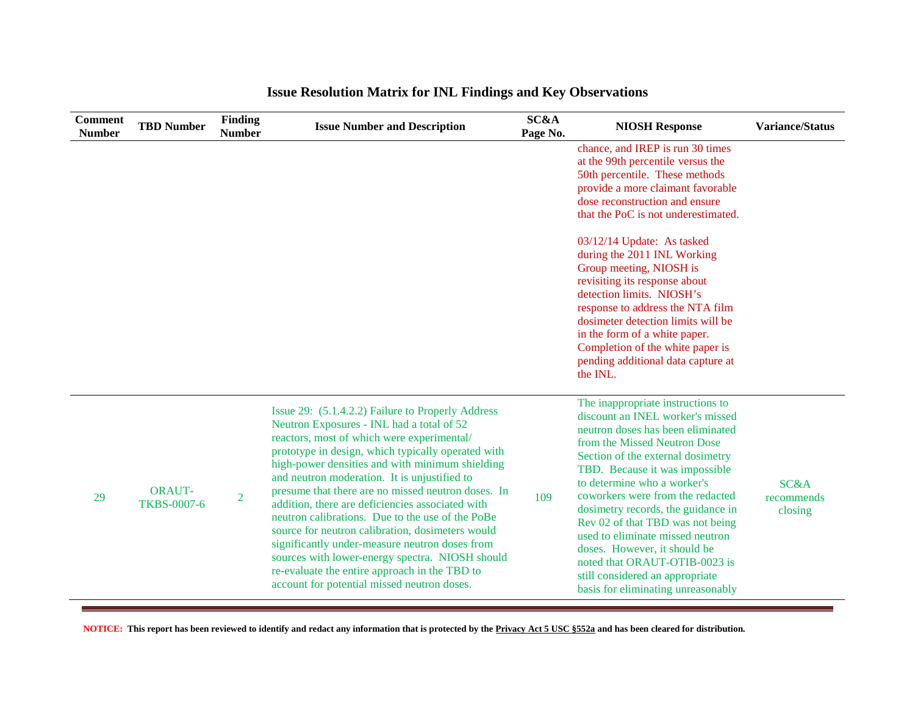## Issue Resolution Matrix for INL Findings and Key Observations

| Comment Number | TBD Number | Finding Number | Issue Number and Description | SC&A Page No. | NIOSH Response | Variance/Status |
|---|---|---|---|---|---|---|
| | | | | | chance, and IREP is run 30 times at the 99th percentile versus the 50th percentile. These methods provide a more claimant favorable dose reconstruction and ensure that the PoC is not underestimated.<br><br>03/12/14 Update: As tasked during the 2011 INL Working Group meeting, NIOSH is revisiting its response about detection limits. NIOSH's response to address the NTA film dosimeter detection limits will be in the form of a white paper. Completion of the white paper is pending additional data capture at the INL. | |
| 29 | ORAUT-TKBS-0007-6 | 2 | Issue 29: (5.1.4.2.2) Failure to Properly Address Neutron Exposures - INL had a total of 52 reactors, most of which were experimental/ prototype in design, which typically operated with high-power densities and with minimum shielding and neutron moderation. It is unjustified to presume that there are no missed neutron doses. In addition, there are deficiencies associated with neutron calibrations. Due to the use of the PoBe source for neutron calibration, dosimeters would significantly under-measure neutron doses from sources with lower-energy spectra. NIOSH should re-evaluate the entire approach in the TBD to account for potential missed neutron doses. | 109 | The inappropriate instructions to discount an INEL worker's missed neutron doses has been eliminated from the Missed Neutron Dose Section of the external dosimetry TBD. Because it was impossible to determine who a worker's coworkers were from the redacted dosimetry records, the guidance in Rev 02 of that TBD was not being used to eliminate missed neutron doses. However, it should be noted that ORAUT-OTIB-0023 is still considered an appropriate basis for eliminating unreasonably | SC&A recommends closing |

**NOTICE: This report has been reviewed to identify and redact any information that is protected by the Privacy Act 5 USC §552a and has been cleared for distribution.**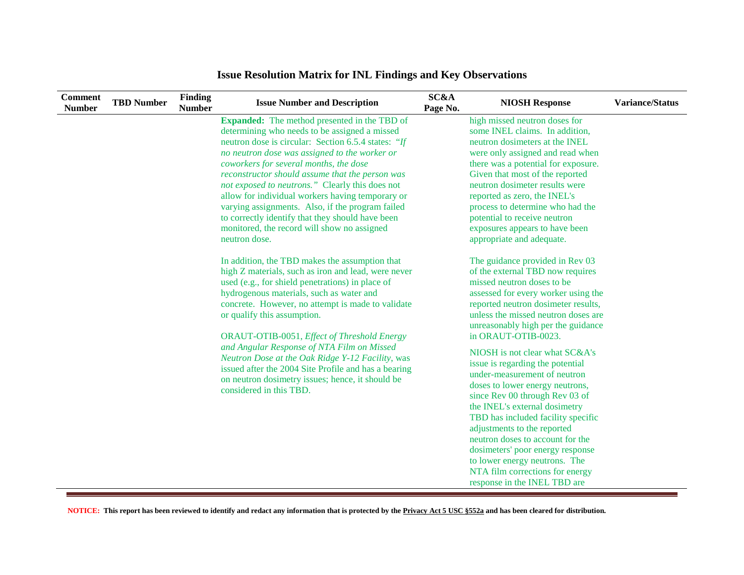# Issue Resolution Matrix for INL Findings and Key Observations

| Comment Number | TBD Number | Finding Number | Issue Number and Description | SC&A Page No. | NIOSH Response | Variance/Status |
|---|---|---|---|---|---|---|
| | | | **Expanded:** The method presented in the TBD of determining who needs to be assigned a missed neutron dose is circular: Section 6.5.4 states: *"If no neutron dose was assigned to the worker or coworkers for several months, the dose reconstructor should assume that the person was not exposed to neutrons."* Clearly this does not allow for individual workers having temporary or varying assignments. Also, if the program failed to correctly identify that they should have been monitored, the record will show no assigned neutron dose.<br><br>In addition, the TBD makes the assumption that high Z materials, such as iron and lead, were never used (e.g., for shield penetrations) in place of hydrogenous materials, such as water and concrete. However, no attempt is made to validate or qualify this assumption.<br><br>ORAUT-OTIB-0051, *Effect of Threshold Energy and Angular Response of NTA Film on Missed Neutron Dose at the Oak Ridge Y-12 Facility*, was issued after the 2004 Site Profile and has a bearing on neutron dosimetry issues; hence, it should be considered in this TBD. | | high missed neutron doses for some INEL claims. In addition, neutron dosimeters at the INEL were only assigned and read when there was a potential for exposure. Given that most of the reported neutron dosimeter results were reported as zero, the INEL's process to determine who had the potential to receive neutron exposures appears to have been appropriate and adequate.<br><br>The guidance provided in Rev 03 of the external TBD now requires missed neutron doses to be assessed for every worker using the reported neutron dosimeter results, unless the missed neutron doses are unreasonably high per the guidance in ORAUT-OTIB-0023.<br><br>NIOSH is not clear what SC&A's issue is regarding the potential under-measurement of neutron doses to lower energy neutrons, since Rev 00 through Rev 03 of the INEL's external dosimetry TBD has included facility specific adjustments to the reported neutron doses to account for the dosimeters' poor energy response to lower energy neutrons. The NTA film corrections for energy response in the INEL TBD are | |

**NOTICE: This report has been reviewed to identify and redact any information that is protected by the Privacy Act 5 USC §552a and has been cleared for distribution.**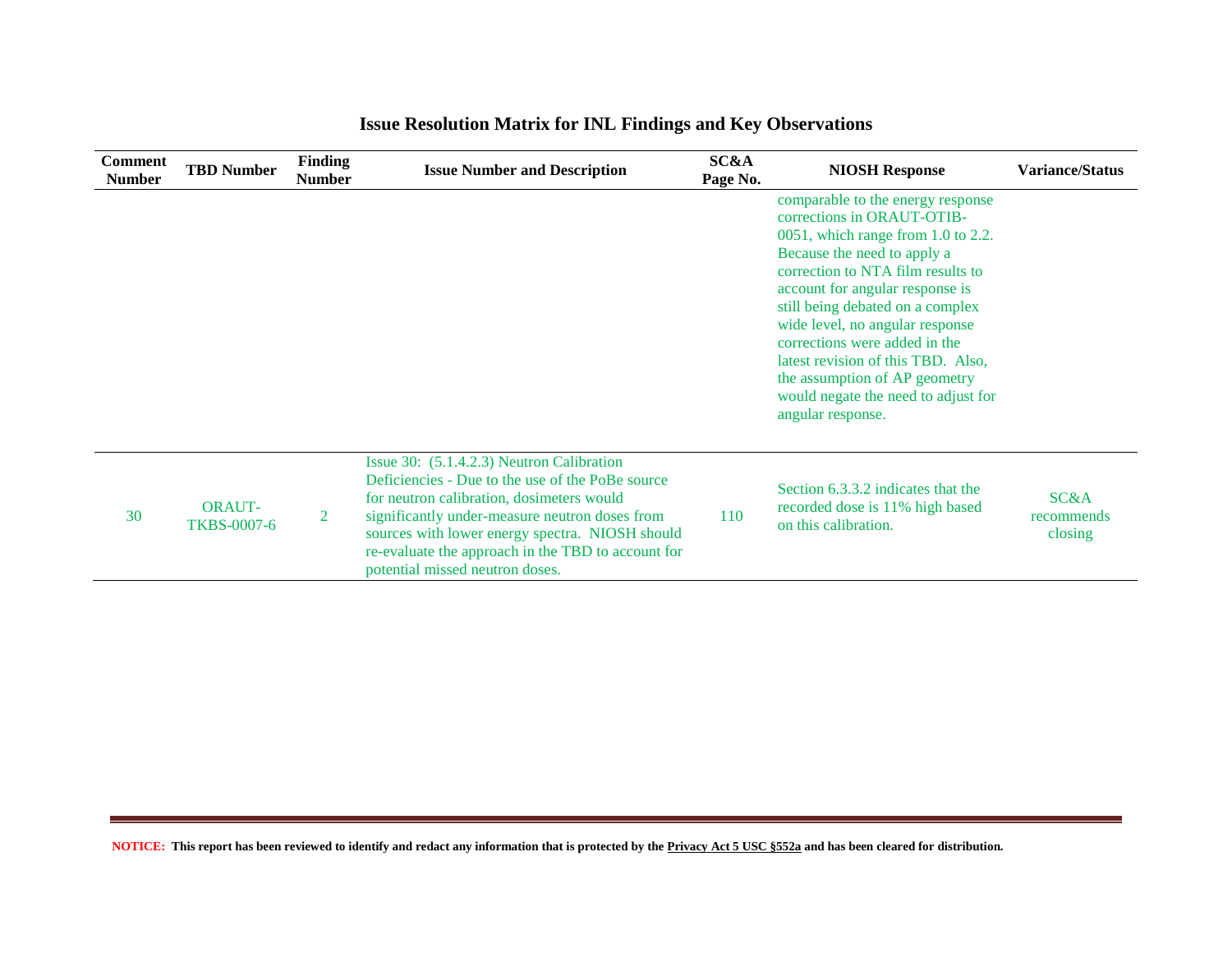## Issue Resolution Matrix for INL Findings and Key Observations

| Comment Number | TBD Number | Finding Number | Issue Number and Description | SC&A Page No. | NIOSH Response | Variance/Status |
|---|---|---|---|---|---|---|
| | | | | | comparable to the energy response corrections in ORAUT-OTIB-0051, which range from 1.0 to 2.2. Because the need to apply a correction to NTA film results to account for angular response is still being debated on a complex wide level, no angular response corrections were added in the latest revision of this TBD. Also, the assumption of AP geometry would negate the need to adjust for angular response. | |
| 30 | ORAUT-TKBS-0007-6 | 2 | Issue 30: (5.1.4.2.3) Neutron Calibration Deficiencies - Due to the use of the PoBe source for neutron calibration, dosimeters would significantly under-measure neutron doses from sources with lower energy spectra. NIOSH should re-evaluate the approach in the TBD to account for potential missed neutron doses. | 110 | Section 6.3.3.2 indicates that the recorded dose is 11% high based on this calibration. | SC&A recommends closing |

**NOTICE: This report has been reviewed to identify and redact any information that is protected by the Privacy Act 5 USC §552a and has been cleared for distribution.**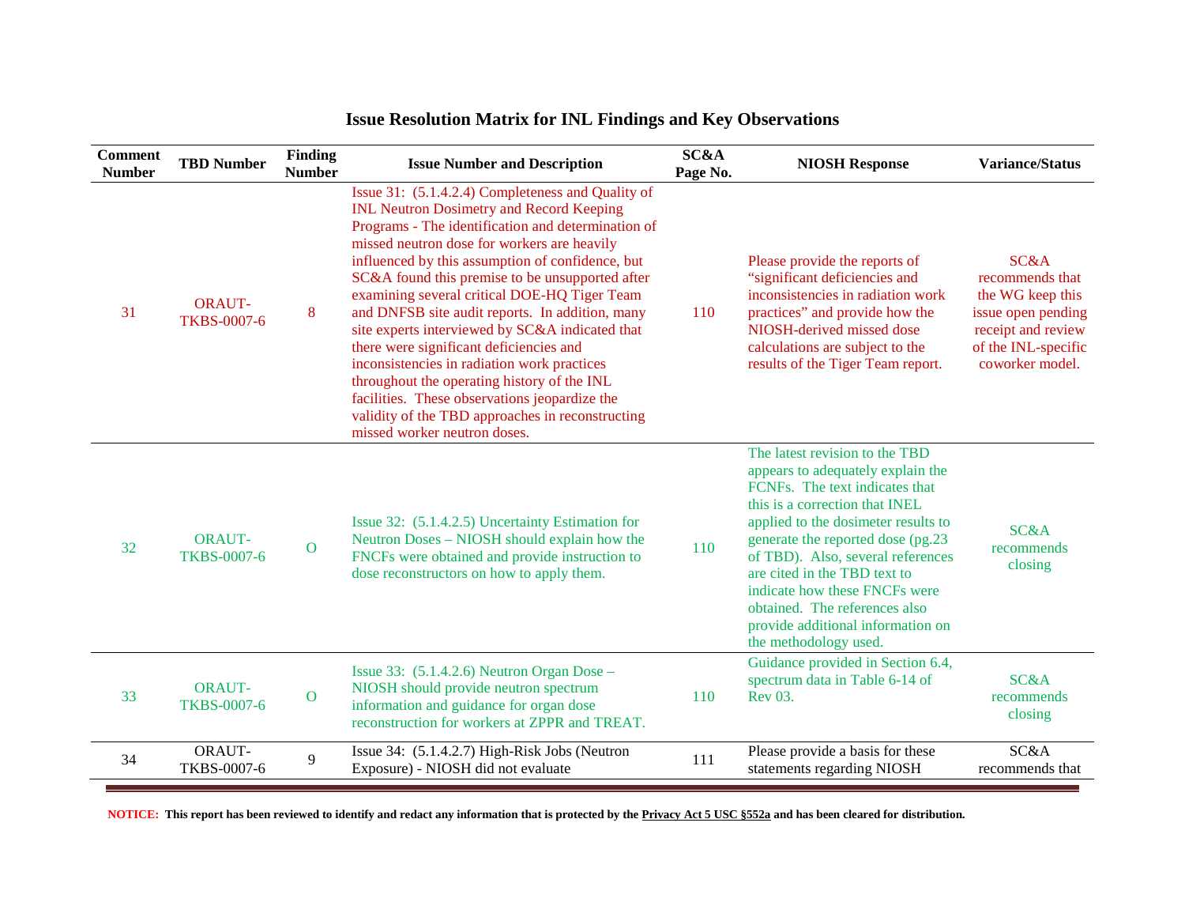## Issue Resolution Matrix for INL Findings and Key Observations

| Comment Number | TBD Number | Finding Number | Issue Number and Description | SC&A Page No. | NIOSH Response | Variance/Status |
|---|---|---|---|---|---|---|
| 31 | ORAUT-TKBS-0007-6 | 8 | Issue 31: (5.1.4.2.4) Completeness and Quality of INL Neutron Dosimetry and Record Keeping Programs - The identification and determination of missed neutron dose for workers are heavily influenced by this assumption of confidence, but SC&A found this premise to be unsupported after examining several critical DOE-HQ Tiger Team and DNFSB site audit reports. In addition, many site experts interviewed by SC&A indicated that there were significant deficiencies and inconsistencies in radiation work practices throughout the operating history of the INL facilities. These observations jeopardize the validity of the TBD approaches in reconstructing missed worker neutron doses. | 110 | Please provide the reports of "significant deficiencies and inconsistencies in radiation work practices" and provide how the NIOSH-derived missed dose calculations are subject to the results of the Tiger Team report. | SC&A recommends that the WG keep this issue open pending receipt and review of the INL-specific coworker model. |
| 32 | ORAUT-TKBS-0007-6 | O | Issue 32: (5.1.4.2.5) Uncertainty Estimation for Neutron Doses – NIOSH should explain how the FNCFs were obtained and provide instruction to dose reconstructors on how to apply them. | 110 | The latest revision to the TBD appears to adequately explain the FCNFs. The text indicates that this is a correction that INEL applied to the dosimeter results to generate the reported dose (pg.23 of TBD). Also, several references are cited in the TBD text to indicate how these FNCFs were obtained. The references also provide additional information on the methodology used. | SC&A recommends closing |
| 33 | ORAUT-TKBS-0007-6 | O | Issue 33: (5.1.4.2.6) Neutron Organ Dose – NIOSH should provide neutron spectrum information and guidance for organ dose reconstruction for workers at ZPPR and TREAT. | 110 | Guidance provided in Section 6.4, spectrum data in Table 6-14 of Rev 03. | SC&A recommends closing |
| 34 | ORAUT-TKBS-0007-6 | 9 | Issue 34: (5.1.4.2.7) High-Risk Jobs (Neutron Exposure) - NIOSH did not evaluate | 111 | Please provide a basis for these statements regarding NIOSH | SC&A recommends that |

**NOTICE: This report has been reviewed to identify and redact any information that is protected by the Privacy Act 5 USC §552a and has been cleared for distribution.**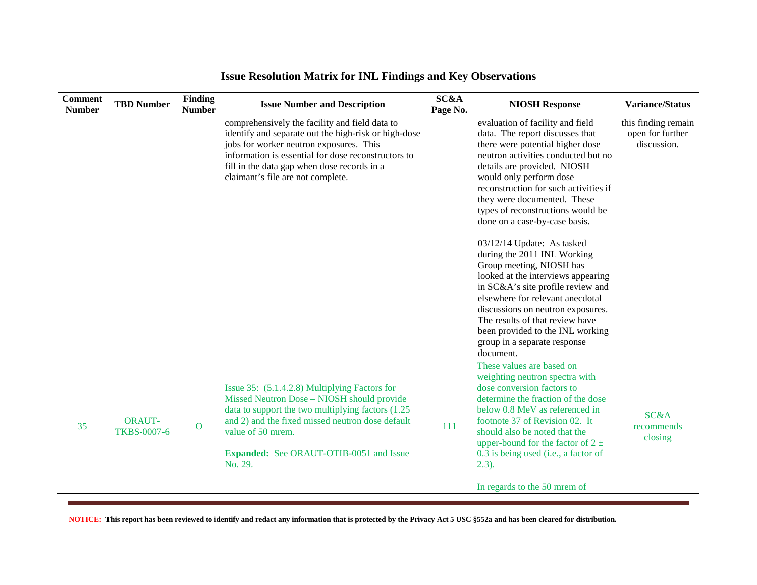# Issue Resolution Matrix for INL Findings and Key Observations

| Comment Number | TBD Number | Finding Number | Issue Number and Description | SC&A Page No. | NIOSH Response | Variance/Status |
|---|---|---|---|---|---|---|
| | | | comprehensively the facility and field data to identify and separate out the high-risk or high-dose jobs for worker neutron exposures. This information is essential for dose reconstructors to fill in the data gap when dose records in a claimant's file are not complete. | | evaluation of facility and field data. The report discusses that there were potential higher dose neutron activities conducted but no details are provided. NIOSH would only perform dose reconstruction for such activities if they were documented. These types of reconstructions would be done on a case-by-case basis.<br><br>03/12/14 Update: As tasked during the 2011 INL Working Group meeting, NIOSH has looked at the interviews appearing in SC&A's site profile review and elsewhere for relevant anecdotal discussions on neutron exposures. The results of that review have been provided to the INL working group in a separate response document. | this finding remain open for further discussion. |
| 35 | ORAUT-TKBS-0007-6 | O | Issue 35: (5.1.4.2.8) Multiplying Factors for Missed Neutron Dose – NIOSH should provide data to support the two multiplying factors (1.25 and 2) and the fixed missed neutron dose default value of 50 mrem.<br><br>**Expanded:** See ORAUT-OTIB-0051 and Issue No. 29. | 111 | These values are based on weighting neutron spectra with dose conversion factors to determine the fraction of the dose below 0.8 MeV as referenced in footnote 37 of Revision 02. It should also be noted that the upper-bound for the factor of 2 ± 0.3 is being used (i.e., a factor of 2.3).<br><br>In regards to the 50 mrem of | SC&A recommends closing |

**NOTICE: This report has been reviewed to identify and redact any information that is protected by the Privacy Act 5 USC §552a and has been cleared for distribution.**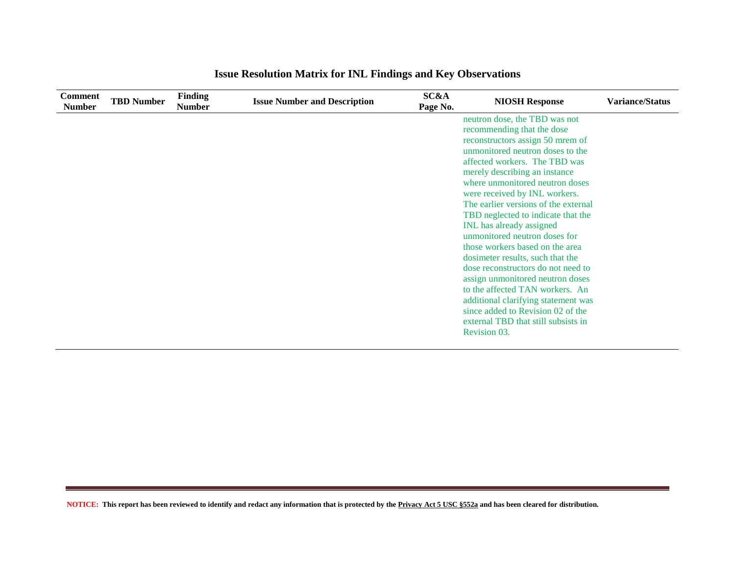# Issue Resolution Matrix for INL Findings and Key Observations

| Comment Number | TBD Number | Finding Number | Issue Number and Description | SC&A Page No. | NIOSH Response | Variance/Status |
|---|---|---|---|---|---|---|
| | | | | | neutron dose, the TBD was not recommending that the dose reconstructors assign 50 mrem of unmonitored neutron doses to the affected workers. The TBD was merely describing an instance where unmonitored neutron doses were received by INL workers. The earlier versions of the external TBD neglected to indicate that the INL has already assigned unmonitored neutron doses for those workers based on the area dosimeter results, such that the dose reconstructors do not need to assign unmonitored neutron doses to the affected TAN workers. An additional clarifying statement was since added to Revision 02 of the external TBD that still subsists in Revision 03. | |

**NOTICE:** This report has been reviewed to identify and redact any information that is protected by the Privacy Act 5 USC §552a and has been cleared for distribution.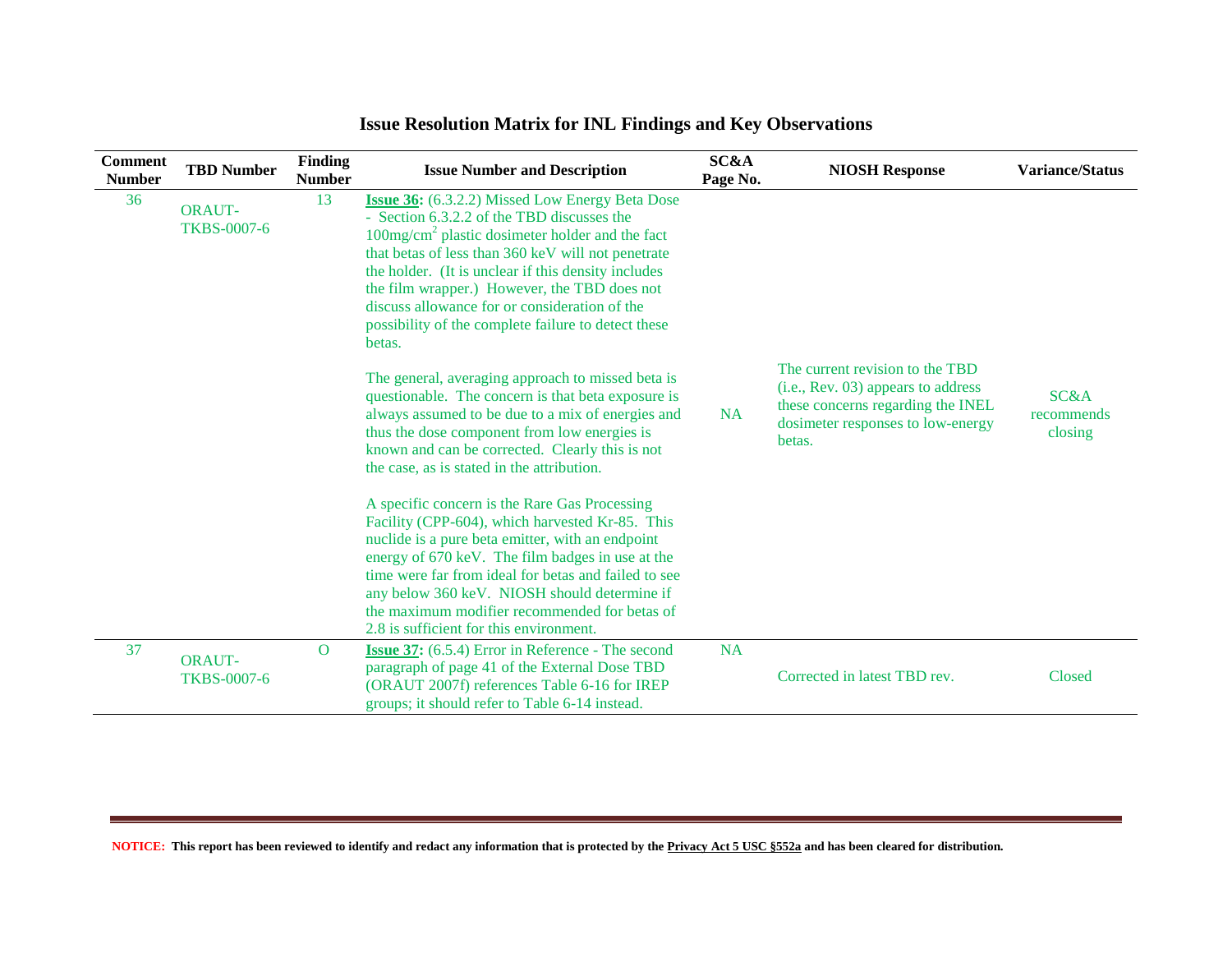# Issue Resolution Matrix for INL Findings and Key Observations

| Comment Number | TBD Number | Finding Number | Issue Number and Description | SC&A Page No. | NIOSH Response | Variance/Status |
|---|---|---|---|---|---|---|
| 36 | ORAUT-TKBS-0007-6 | 13 | **Issue 36:** (6.3.2.2) Missed Low Energy Beta Dose - Section 6.3.2.2 of the TBD discusses the 100mg/cm$^2$ plastic dosimeter holder and the fact that betas of less than 360 keV will not penetrate the holder. (It is unclear if this density includes the film wrapper.) However, the TBD does not discuss allowance for or consideration of the possibility of the complete failure to detect these betas. <br><br> The general, averaging approach to missed beta is questionable. The concern is that beta exposure is always assumed to be due to a mix of energies and thus the dose component from low energies is known and can be corrected. Clearly this is not the case, as is stated in the attribution. <br><br> A specific concern is the Rare Gas Processing Facility (CPP-604), which harvested Kr-85. This nuclide is a pure beta emitter, with an endpoint energy of 670 keV. The film badges in use at the time were far from ideal for betas and failed to see any below 360 keV. NIOSH should determine if the maximum modifier recommended for betas of 2.8 is sufficient for this environment. | NA | The current revision to the TBD (i.e., Rev. 03) appears to address these concerns regarding the INEL dosimeter responses to low-energy betas. | SC&A recommends closing |
| 37 | ORAUT-TKBS-0007-6 | O | **Issue 37:** (6.5.4) Error in Reference - The second paragraph of page 41 of the External Dose TBD (ORAUT 2007f) references Table 6-16 for IREP groups; it should refer to Table 6-14 instead. | NA | Corrected in latest TBD rev. | Closed |

**NOTICE: This report has been reviewed to identify and redact any information that is protected by the Privacy Act 5 USC §552a and has been cleared for distribution.**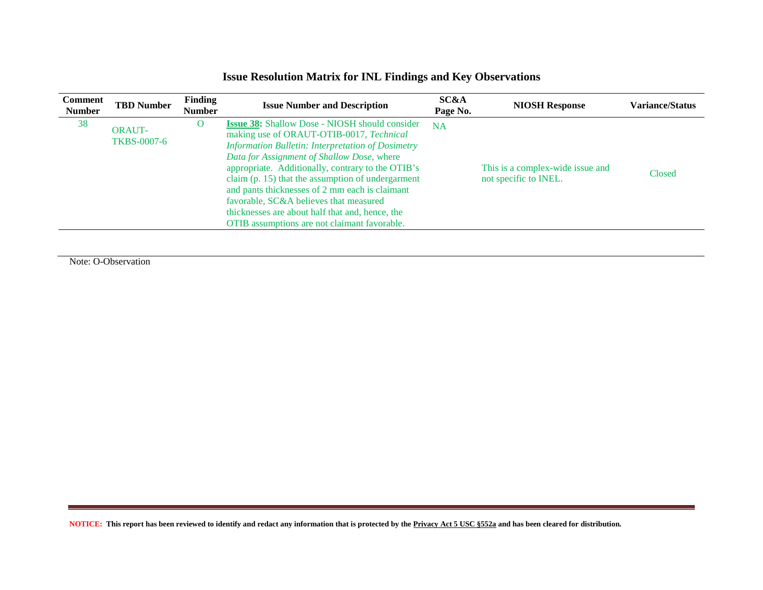# Issue Resolution Matrix for INL Findings and Key Observations

| Comment Number | TBD Number | Finding Number | Issue Number and Description | SC&A Page No. | NIOSH Response | Variance/Status |
|---|---|---|---|---|---|---|
| 38 | ORAUT-TKBS-0007-6 | O | **Issue 38:** Shallow Dose - NIOSH should consider making use of ORAUT-OTIB-0017, *Technical Information Bulletin: Interpretation of Dosimetry Data for Assignment of Shallow Dose*, where appropriate. Additionally, contrary to the OTIB's claim (p. 15) that the assumption of undergarment and pants thicknesses of 2 mm each is claimant favorable, SC&A believes that measured thicknesses are about half that and, hence, the OTIB assumptions are not claimant favorable. | NA | This is a complex-wide issue and not specific to INEL. | Closed |

Note: O-Observation

**NOTICE: This report has been reviewed to identify and redact any information that is protected by the Privacy Act 5 USC §552a and has been cleared for distribution.**